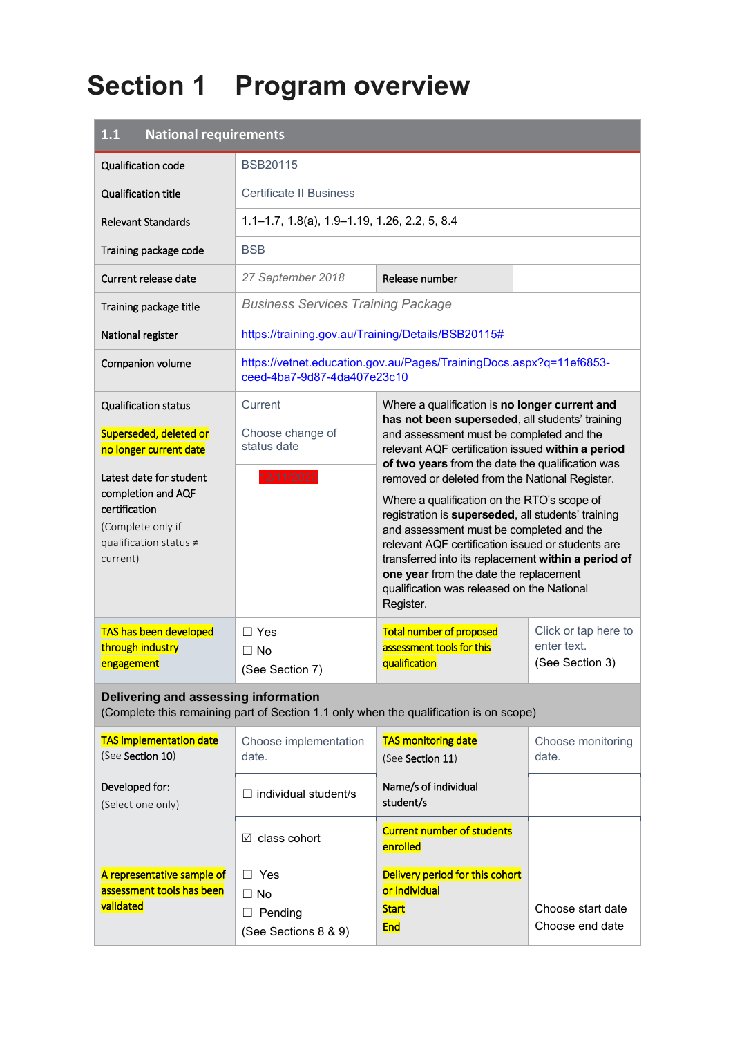# Section 1 Program overview

| 1.1 National requirements | | | |
|---|---|---|---|
| Qualification code | BSB20115 | | |
| Qualification title | Certificate II Business | | |
| Relevant Standards | 1.1–1.7, 1.8(a), 1.9–1.19, 1.26, 2.2, 5, 8.4 | | |
| Training package code | BSB | | |
| Current release date | *27 September 2018* | Release number | |
| Training package title | *Business Services Training Package* | | |
| National register | https://training.gov.au/Training/Details/BSB20115# | | |
| Companion volume | https://vetnet.education.gov.au/Pages/TrainingDocs.aspx?q=11ef6853-ceed-4ba7-9d87-4da407e23c10 | | |
| Qualification status | Current | Where a qualification is **no longer current and has not been superseded**, all students' training and assessment must be completed and the relevant AQF certification issued **within a period of two years** from the date the qualification was removed or deleted from the National Register.<br><br>Where a qualification on the RTO's scope of registration is **superseded**, all students' training and assessment must be completed and the relevant AQF certification issued or students are transferred into its replacement **within a period of one year** from the date the replacement qualification was released on the National Register. | |
| Superseded, deleted or no longer current date | Choose change of status date | | |
| Latest date for student completion and AQF certification<br>(Complete only if qualification status ≠ current) | 12/11/2020 | | |
| TAS has been developed through industry engagement | ☐ Yes<br>☐ No<br>(See Section 7) | Total number of proposed assessment tools for this qualification | Click or tap here to enter text.<br>(See Section 3) |
| **Delivering and assessing information**<br>(Complete this remaining part of Section 1.1 only when the qualification is on scope) | | | |
| TAS implementation date<br>(See Section 10) | Choose implementation date. | TAS monitoring date<br>(See Section 11) | Choose monitoring date. |
| Developed for:<br>(Select one only) | ☐ individual student/s | Name/s of individual student/s | |
| | ☑ class cohort | Current number of students enrolled | |
| A representative sample of assessment tools has been validated | ☐ Yes<br>☐ No<br>☐ Pending<br>(See Sections 8 & 9) | Delivery period for this cohort or individual<br>Start<br>End | Choose start date<br>Choose end date |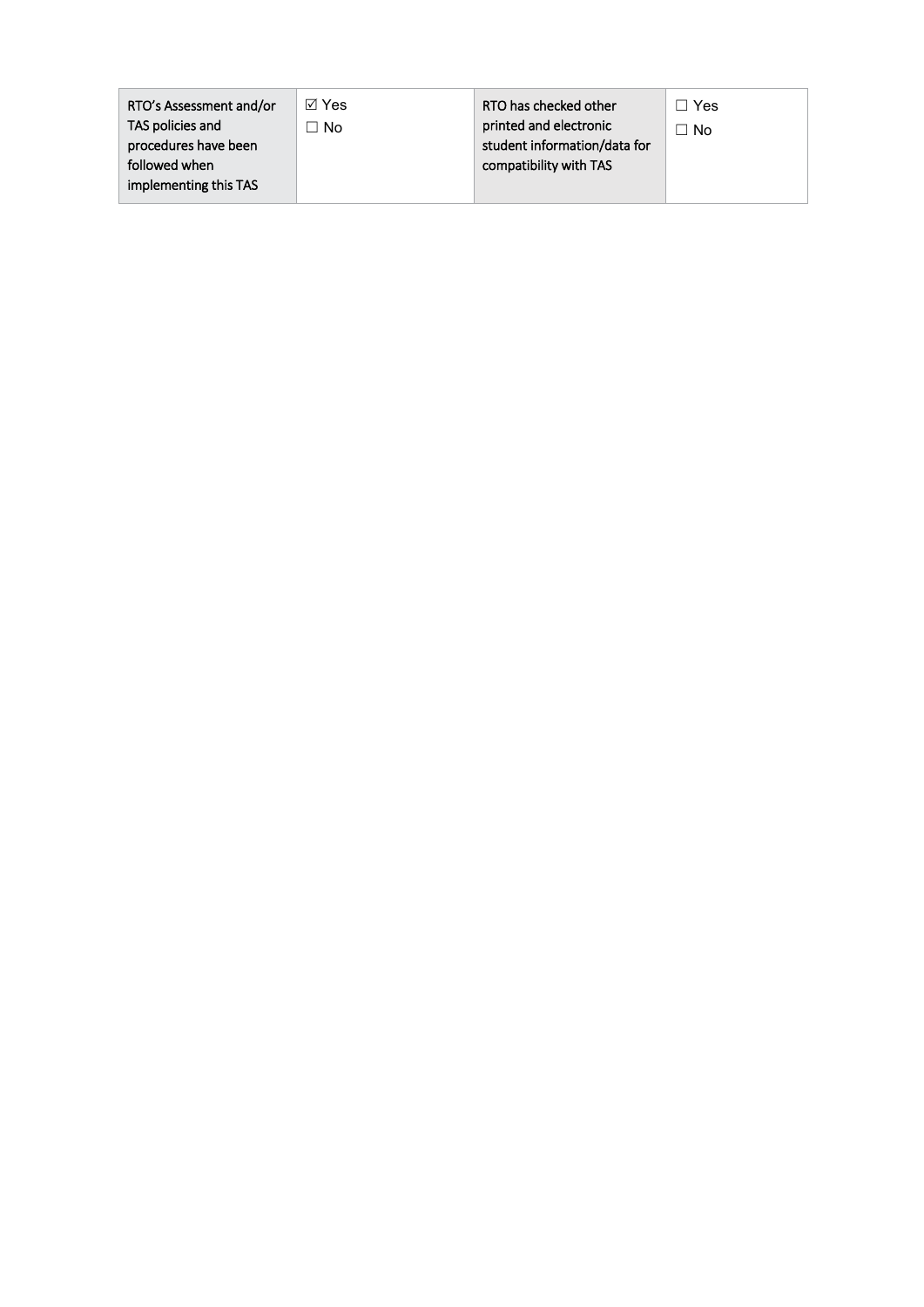| RTO's Assessment and/or TAS policies and procedures have been followed when implementing this TAS | ☑ Yes<br>☐ No | RTO has checked other printed and electronic student information/data for compatibility with TAS | ☐ Yes<br>☐ No |
|---|---|---|---|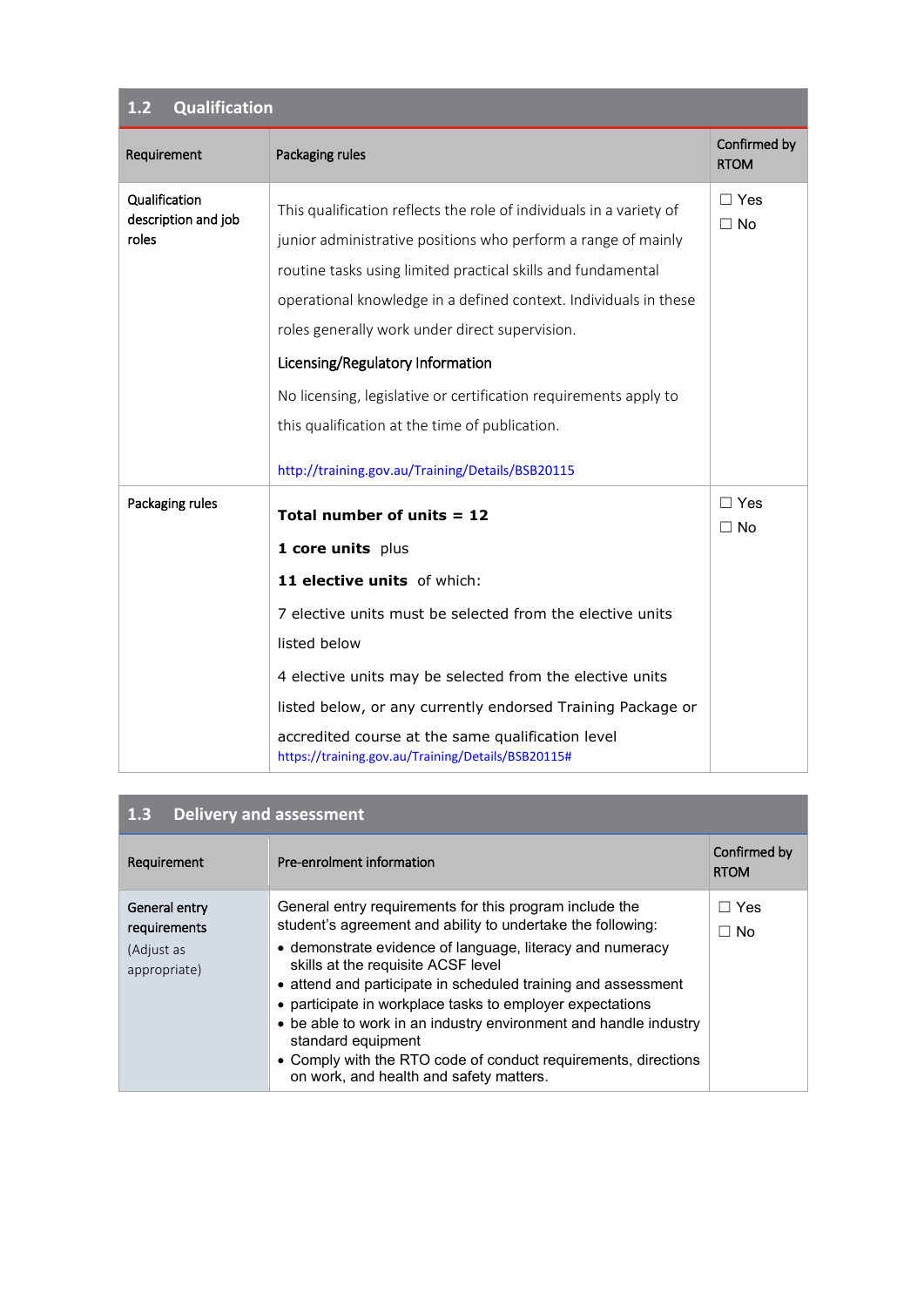## 1.2 Qualification

| Requirement | Packaging rules | Confirmed by RTOM |
|---|---|---|
| Qualification description and job roles | This qualification reflects the role of individuals in a variety of junior administrative positions who perform a range of mainly routine tasks using limited practical skills and fundamental operational knowledge in a defined context. Individuals in these roles generally work under direct supervision.<br><br>**Licensing/Regulatory Information**<br><br>No licensing, legislative or certification requirements apply to this qualification at the time of publication.<br><br>http://training.gov.au/Training/Details/BSB20115 | ☐ Yes<br>☐ No |
| Packaging rules | **Total number of units = 12**<br><br>**1 core units** plus<br><br>**11 elective units** of which:<br><br>7 elective units must be selected from the elective units listed below<br><br>4 elective units may be selected from the elective units listed below, or any currently endorsed Training Package or accredited course at the same qualification level<br>https://training.gov.au/Training/Details/BSB20115# | ☐ Yes<br>☐ No |

## 1.3 Delivery and assessment

| Requirement | Pre-enrolment information | Confirmed by RTOM |
|---|---|---|
| General entry requirements<br>(Adjust as appropriate) | General entry requirements for this program include the student's agreement and ability to undertake the following:<br>• demonstrate evidence of language, literacy and numeracy skills at the requisite ACSF level<br>• attend and participate in scheduled training and assessment<br>• participate in workplace tasks to employer expectations<br>• be able to work in an industry environment and handle industry standard equipment<br>• Comply with the RTO code of conduct requirements, directions on work, and health and safety matters. | ☐ Yes<br>☐ No |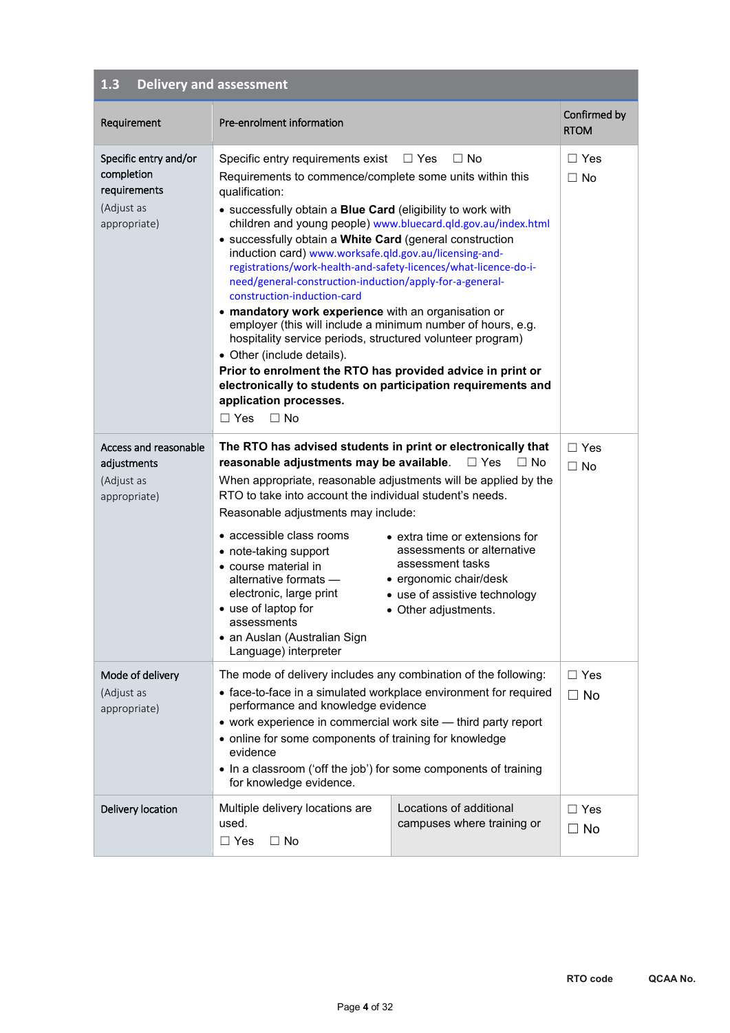## 1.3 Delivery and assessment

| Requirement | Pre-enrolment information | | Confirmed by RTOM |
|---|---|---|---|
| Specific entry and/or completion requirements<br>(Adjust as appropriate) | Specific entry requirements exist ☐ Yes ☐ No<br>Requirements to commence/complete some units within this qualification:<br>• successfully obtain a **Blue Card** (eligibility to work with children and young people) www.bluecard.qld.gov.au/index.html<br>• successfully obtain a **White Card** (general construction induction card) www.worksafe.qld.gov.au/licensing-and-registrations/work-health-and-safety-licences/what-licence-do-i-need/general-construction-induction/apply-for-a-general-construction-induction-card<br>• **mandatory work experience** with an organisation or employer (this will include a minimum number of hours, e.g. hospitality service periods, structured volunteer program)<br>• Other (include details).<br>**Prior to enrolment the RTO has provided advice in print or electronically to students on participation requirements and application processes.**<br>☐ Yes ☐ No | | ☐ Yes<br>☐ No |
| Access and reasonable adjustments<br>(Adjust as appropriate) | **The RTO has advised students in print or electronically that reasonable adjustments may be available.** ☐ Yes ☐ No<br>When appropriate, reasonable adjustments will be applied by the RTO to take into account the individual student's needs.<br>Reasonable adjustments may include:<br>• accessible class rooms<br>• note-taking support<br>• course material in alternative formats — electronic, large print<br>• use of laptop for assessments<br>• an Auslan (Australian Sign Language) interpreter<br>• extra time or extensions for assessments or alternative assessment tasks<br>• ergonomic chair/desk<br>• use of assistive technology<br>• Other adjustments. | | ☐ Yes<br>☐ No |
| Mode of delivery<br>(Adjust as appropriate) | The mode of delivery includes any combination of the following:<br>• face-to-face in a simulated workplace environment for required performance and knowledge evidence<br>• work experience in commercial work site — third party report<br>• online for some components of training for knowledge evidence<br>• In a classroom ('off the job') for some components of training for knowledge evidence. | | ☐ Yes<br>☐ No |
| Delivery location | Multiple delivery locations are used.<br>☐ Yes ☐ No | Locations of additional campuses where training or | ☐ Yes<br>☐ No |

RTO code QCAA No.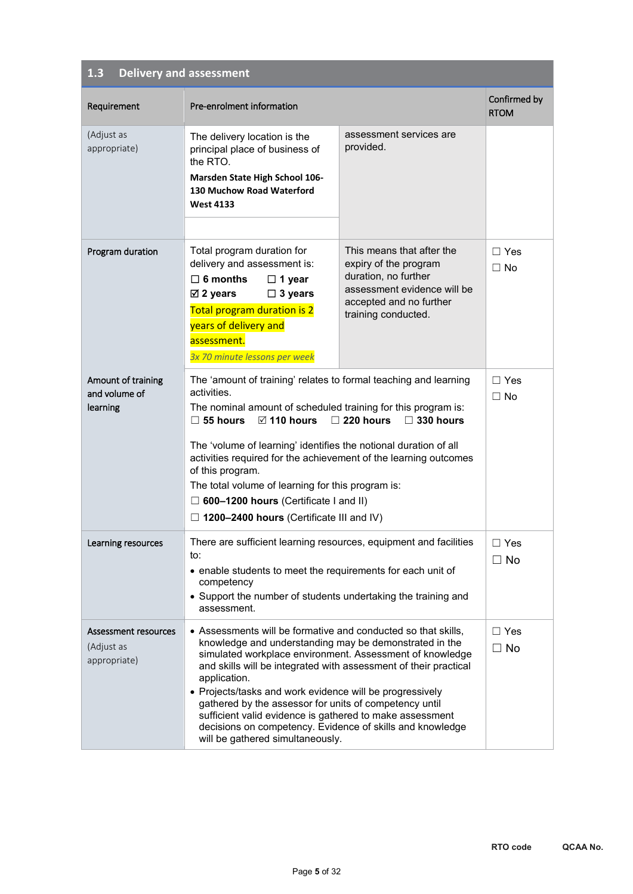## 1.3 Delivery and assessment

| Requirement | Pre-enrolment information | | Confirmed by RTOM |
|---|---|---|---|
| (Adjust as appropriate) | The delivery location is the principal place of business of the RTO.<br>**Marsden State High School 106-130 Muchow Road Waterford West 4133** | assessment services are provided. | |
| Program duration | Total program duration for delivery and assessment is:<br>☐ **6 months** ☐ **1 year**<br>☑ **2 years** ☐ **3 years**<br>Total program duration is 2 years of delivery and assessment.<br>*3x 70 minute lessons per week* | This means that after the expiry of the program duration, no further assessment evidence will be accepted and no further training conducted. | ☐ Yes<br>☐ No |
| Amount of training and volume of learning | The 'amount of training' relates to formal teaching and learning activities.<br>The nominal amount of scheduled training for this program is:<br>☐ **55 hours** ☑ **110 hours** ☐ **220 hours** ☐ **330 hours**<br><br>The 'volume of learning' identifies the notional duration of all activities required for the achievement of the learning outcomes of this program.<br>The total volume of learning for this program is:<br>☐ **600–1200 hours** (Certificate I and II)<br>☐ **1200–2400 hours** (Certificate III and IV) | | ☐ Yes<br>☐ No |
| Learning resources | There are sufficient learning resources, equipment and facilities to:<br>• enable students to meet the requirements for each unit of competency<br>• Support the number of students undertaking the training and assessment. | | ☐ Yes<br>☐ No |
| Assessment resources<br>(Adjust as appropriate) | • Assessments will be formative and conducted so that skills, knowledge and understanding may be demonstrated in the simulated workplace environment. Assessment of knowledge and skills will be integrated with assessment of their practical application.<br>• Projects/tasks and work evidence will be progressively gathered by the assessor for units of competency until sufficient valid evidence is gathered to make assessment decisions on competency. Evidence of skills and knowledge will be gathered simultaneously. | | ☐ Yes<br>☐ No |

**RTO code** **QCAA No.**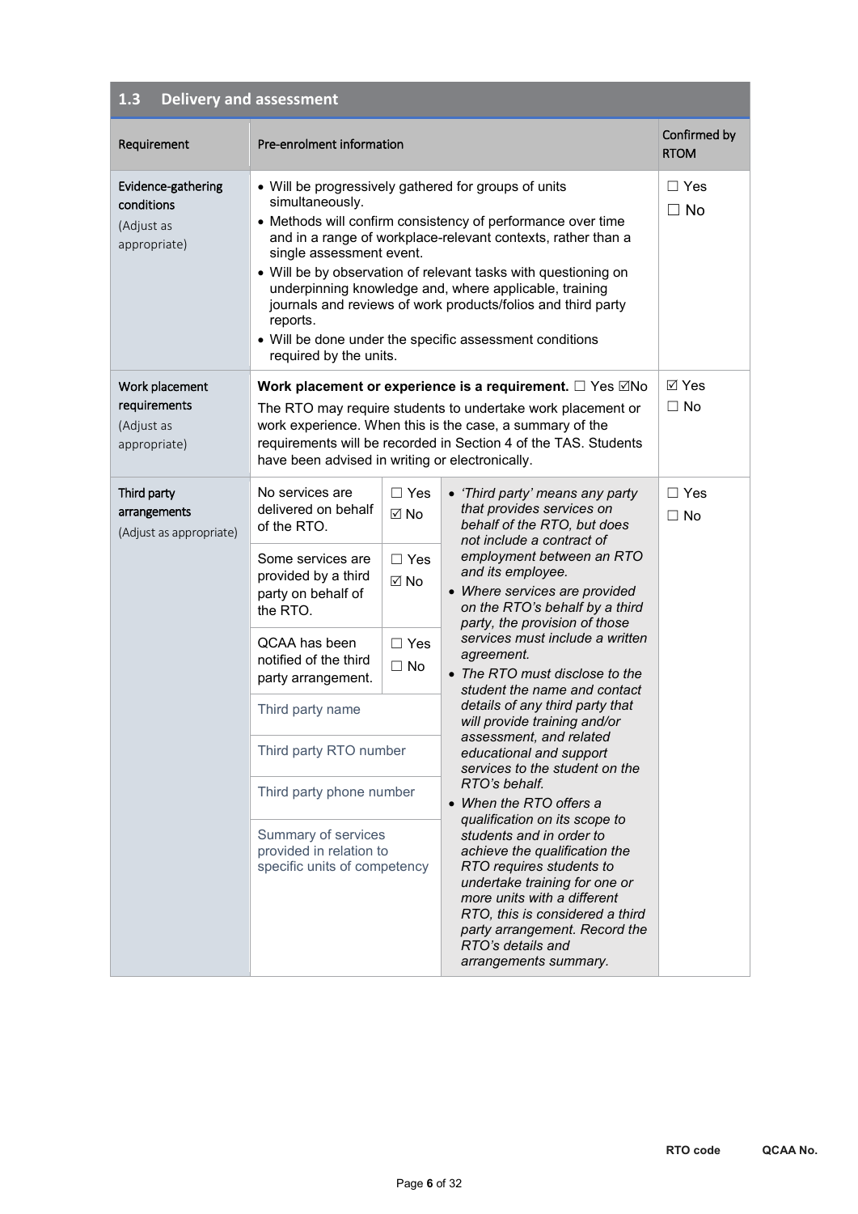## 1.3 Delivery and assessment

| Requirement | Pre-enrolment information | | | Confirmed by RTOM |
|---|---|---|---|---|
| Evidence-gathering conditions (Adjust as appropriate) | • Will be progressively gathered for groups of units simultaneously.<br>• Methods will confirm consistency of performance over time and in a range of workplace-relevant contexts, rather than a single assessment event.<br>• Will be by observation of relevant tasks with questioning on underpinning knowledge and, where applicable, training journals and reviews of work products/folios and third party reports.<br>• Will be done under the specific assessment conditions required by the units. | | | ☐ Yes<br>☐ No |
| Work placement requirements (Adjust as appropriate) | **Work placement or experience is a requirement.** ☐ Yes ☑No<br>The RTO may require students to undertake work placement or work experience. When this is the case, a summary of the requirements will be recorded in Section 4 of the TAS. Students have been advised in writing or electronically. | | | ☑ Yes<br>☐ No |
| Third party arrangements (Adjust as appropriate) | No services are delivered on behalf of the RTO. | ☐ Yes<br>☑ No | • *'Third party' means any party that provides services on behalf of the RTO, but does not include a contract of employment between an RTO and its employee.*<br>• *Where services are provided on the RTO's behalf by a third party, the provision of those services must include a written agreement.*<br>• *The RTO must disclose to the student the name and contact details of any third party that will provide training and/or assessment, and related educational and support services to the student on the RTO's behalf.*<br>• *When the RTO offers a qualification on its scope to students and in order to achieve the qualification the RTO requires students to undertake training for one or more units with a different RTO, this is considered a third party arrangement. Record the RTO's details and arrangements summary.* | ☐ Yes<br>☐ No |
| | Some services are provided by a third party on behalf of the RTO. | ☐ Yes<br>☑ No | | |
| | QCAA has been notified of the third party arrangement. | ☐ Yes<br>☐ No | | |
| | Third party name | | | |
| | Third party RTO number | | | |
| | Third party phone number | | | |
| | Summary of services provided in relation to specific units of competency | | | |

RTO code QCAA No.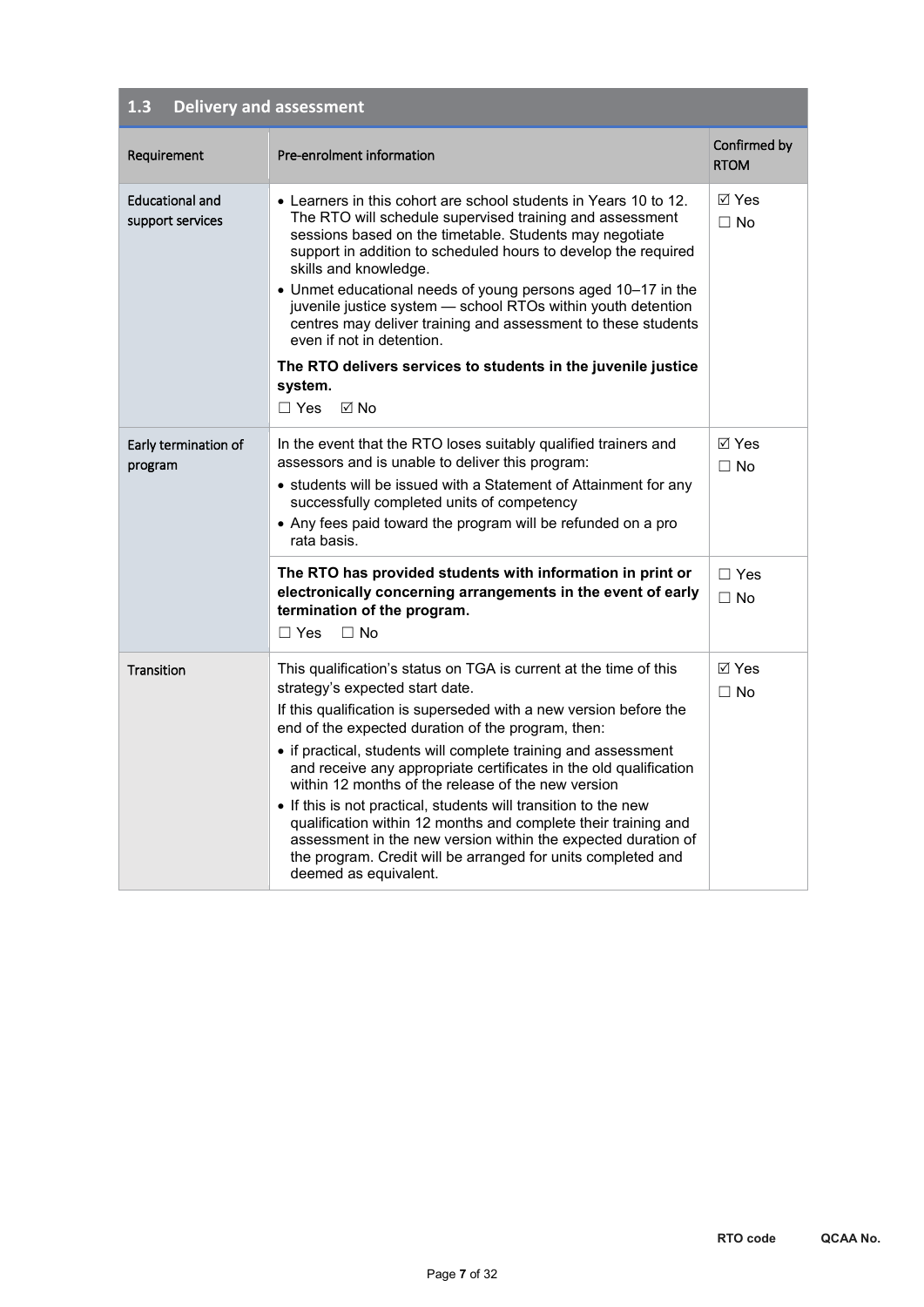## 1.3 Delivery and assessment

| Requirement | Pre-enrolment information | Confirmed by RTOM |
|---|---|---|
| Educational and support services | • Learners in this cohort are school students in Years 10 to 12. The RTO will schedule supervised training and assessment sessions based on the timetable. Students may negotiate support in addition to scheduled hours to develop the required skills and knowledge.<br>• Unmet educational needs of young persons aged 10–17 in the juvenile justice system — school RTOs within youth detention centres may deliver training and assessment to these students even if not in detention.<br>**The RTO delivers services to students in the juvenile justice system.**<br>☐ Yes ☑ No | ☑ Yes<br>☐ No |
| Early termination of program | In the event that the RTO loses suitably qualified trainers and assessors and is unable to deliver this program:<br>• students will be issued with a Statement of Attainment for any successfully completed units of competency<br>• Any fees paid toward the program will be refunded on a pro rata basis. | ☑ Yes<br>☐ No |
| | **The RTO has provided students with information in print or electronically concerning arrangements in the event of early termination of the program.**<br>☐ Yes ☐ No | ☐ Yes<br>☐ No |
| Transition | This qualification's status on TGA is current at the time of this strategy's expected start date.<br>If this qualification is superseded with a new version before the end of the expected duration of the program, then:<br>• if practical, students will complete training and assessment and receive any appropriate certificates in the old qualification within 12 months of the release of the new version<br>• If this is not practical, students will transition to the new qualification within 12 months and complete their training and assessment in the new version within the expected duration of the program. Credit will be arranged for units completed and deemed as equivalent. | ☑ Yes<br>☐ No |

RTO code QCAA No.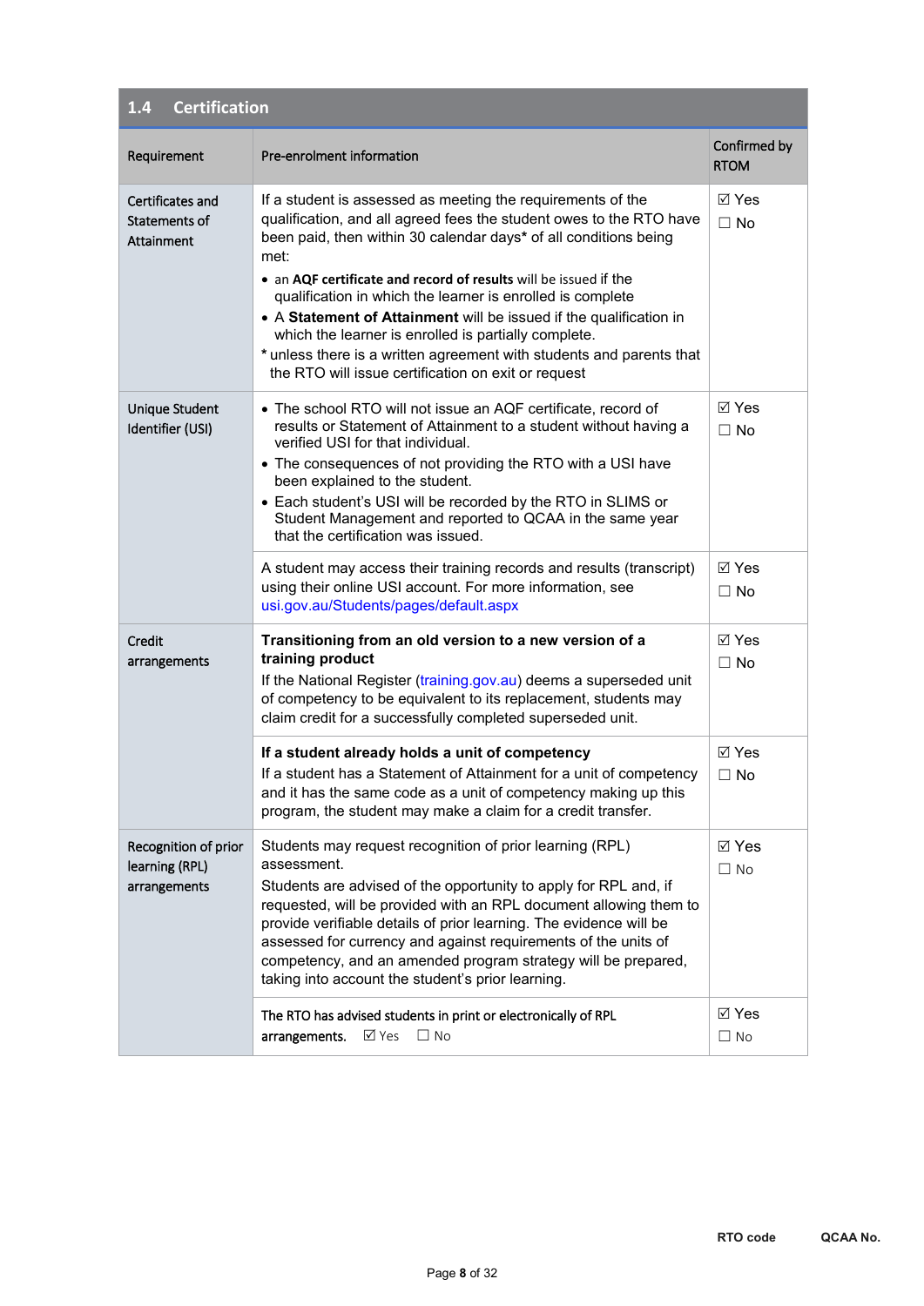## 1.4 Certification

| Requirement | Pre-enrolment information | Confirmed by RTOM |
|---|---|---|
| Certificates and Statements of Attainment | If a student is assessed as meeting the requirements of the qualification, and all agreed fees the student owes to the RTO have been paid, then within 30 calendar days* of all conditions being met:<br>• an **AQF certificate and record of results** will be issued if the qualification in which the learner is enrolled is complete<br>• A **Statement of Attainment** will be issued if the qualification in which the learner is enrolled is partially complete.<br>* unless there is a written agreement with students and parents that the RTO will issue certification on exit or request | ☑ Yes<br>☐ No |
| Unique Student Identifier (USI) | • The school RTO will not issue an AQF certificate, record of results or Statement of Attainment to a student without having a verified USI for that individual.<br>• The consequences of not providing the RTO with a USI have been explained to the student.<br>• Each student's USI will be recorded by the RTO in SLIMS or Student Management and reported to QCAA in the same year that the certification was issued. | ☑ Yes<br>☐ No |
| | A student may access their training records and results (transcript) using their online USI account. For more information, see usi.gov.au/Students/pages/default.aspx | ☑ Yes<br>☐ No |
| Credit arrangements | **Transitioning from an old version to a new version of a training product**<br>If the National Register (training.gov.au) deems a superseded unit of competency to be equivalent to its replacement, students may claim credit for a successfully completed superseded unit. | ☑ Yes<br>☐ No |
| | **If a student already holds a unit of competency**<br>If a student has a Statement of Attainment for a unit of competency and it has the same code as a unit of competency making up this program, the student may make a claim for a credit transfer. | ☑ Yes<br>☐ No |
| Recognition of prior learning (RPL) arrangements | Students may request recognition of prior learning (RPL) assessment.<br>Students are advised of the opportunity to apply for RPL and, if requested, will be provided with an RPL document allowing them to provide verifiable details of prior learning. The evidence will be assessed for currency and against requirements of the units of competency, and an amended program strategy will be prepared, taking into account the student's prior learning. | ☑ Yes<br>☐ No |
| | The RTO has advised students in print or electronically of RPL arrangements. ☑ Yes ☐ No | ☑ Yes<br>☐ No |

**RTO code** **QCAA No.**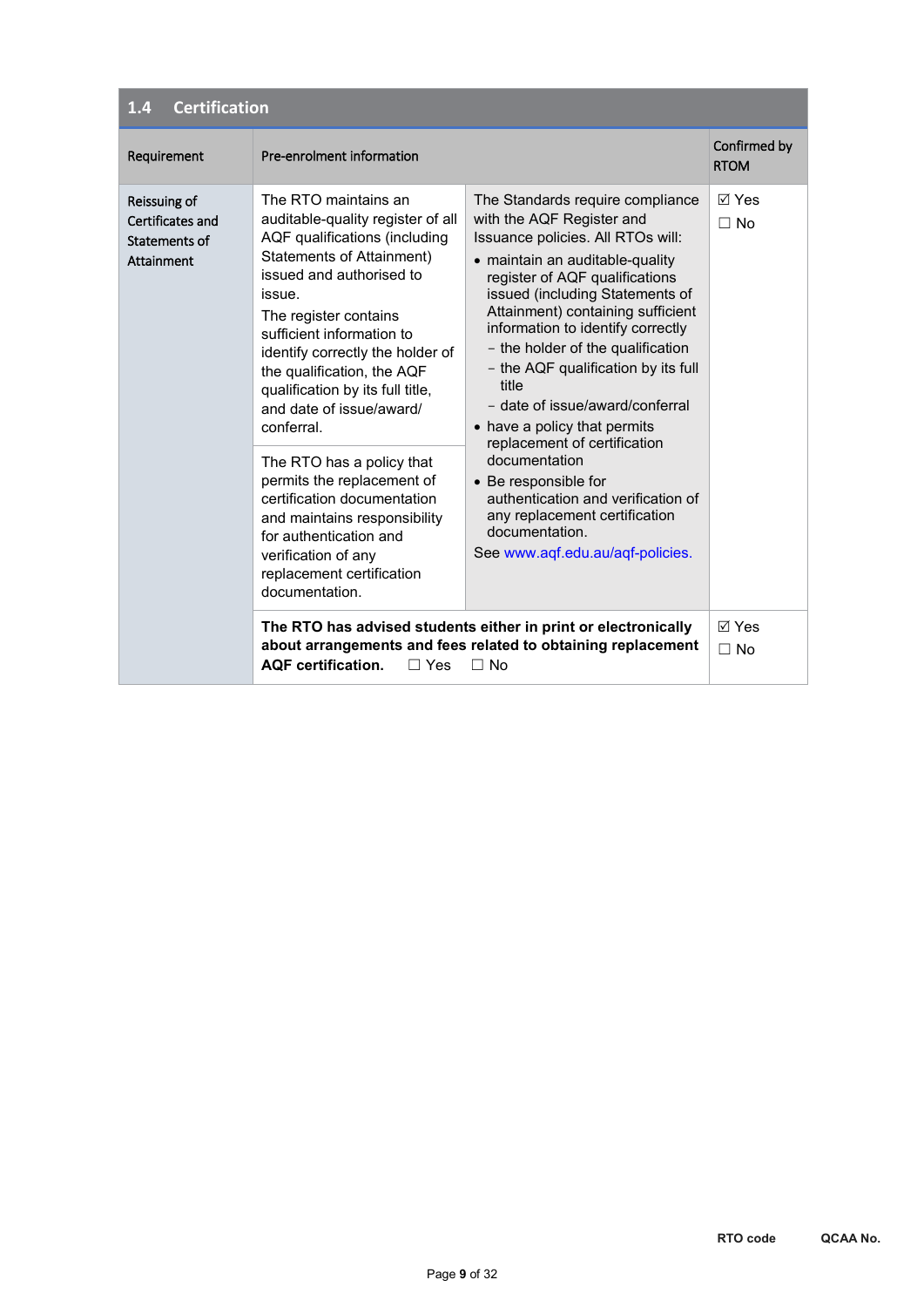## 1.4 Certification

| Requirement | Pre-enrolment information | | Confirmed by RTOM |
|---|---|---|---|
| Reissuing of Certificates and Statements of Attainment | The RTO maintains an auditable-quality register of all AQF qualifications (including Statements of Attainment) issued and authorised to issue.<br>The register contains sufficient information to identify correctly the holder of the qualification, the AQF qualification by its full title, and date of issue/award/ conferral. | The Standards require compliance with the AQF Register and Issuance policies. All RTOs will:<br>• maintain an auditable-quality register of AQF qualifications issued (including Statements of Attainment) containing sufficient information to identify correctly<br>– the holder of the qualification<br>– the AQF qualification by its full title<br>– date of issue/award/conferral<br>• have a policy that permits replacement of certification documentation<br>• Be responsible for authentication and verification of any replacement certification documentation.<br>See www.aqf.edu.au/aqf-policies. | ☑ Yes<br>☐ No |
| | The RTO has a policy that permits the replacement of certification documentation and maintains responsibility for authentication and verification of any replacement certification documentation. | | |
| | **The RTO has advised students either in print or electronically about arrangements and fees related to obtaining replacement AQF certification.** ☐ Yes ☐ No | | ☑ Yes<br>☐ No |

**RTO code** **QCAA No.**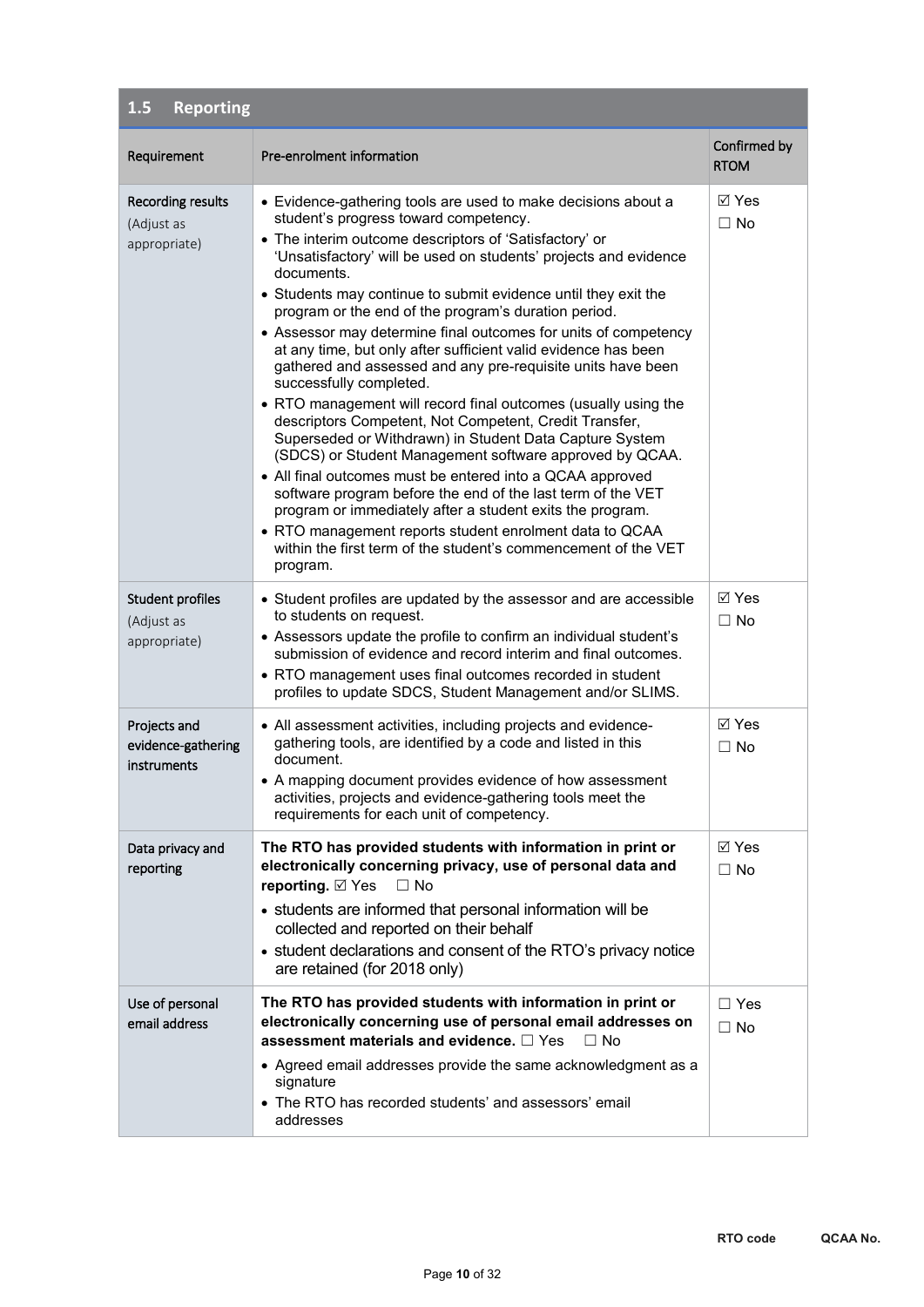## 1.5 Reporting

| Requirement | Pre-enrolment information | Confirmed by RTOM |
|---|---|---|
| **Recording results** (Adjust as appropriate) | • Evidence-gathering tools are used to make decisions about a student's progress toward competency.<br>• The interim outcome descriptors of 'Satisfactory' or 'Unsatisfactory' will be used on students' projects and evidence documents.<br>• Students may continue to submit evidence until they exit the program or the end of the program's duration period.<br>• Assessor may determine final outcomes for units of competency at any time, but only after sufficient valid evidence has been gathered and assessed and any pre-requisite units have been successfully completed.<br>• RTO management will record final outcomes (usually using the descriptors Competent, Not Competent, Credit Transfer, Superseded or Withdrawn) in Student Data Capture System (SDCS) or Student Management software approved by QCAA.<br>• All final outcomes must be entered into a QCAA approved software program before the end of the last term of the VET program or immediately after a student exits the program.<br>• RTO management reports student enrolment data to QCAA within the first term of the student's commencement of the VET program. | ☑ Yes<br>☐ No |
| **Student profiles** (Adjust as appropriate) | • Student profiles are updated by the assessor and are accessible to students on request.<br>• Assessors update the profile to confirm an individual student's submission of evidence and record interim and final outcomes.<br>• RTO management uses final outcomes recorded in student profiles to update SDCS, Student Management and/or SLIMS. | ☑ Yes<br>☐ No |
| **Projects and evidence-gathering instruments** | • All assessment activities, including projects and evidence-gathering tools, are identified by a code and listed in this document.<br>• A mapping document provides evidence of how assessment activities, projects and evidence-gathering tools meet the requirements for each unit of competency. | ☑ Yes<br>☐ No |
| **Data privacy and reporting** | **The RTO has provided students with information in print or electronically concerning privacy, use of personal data and reporting.** ☑ Yes ☐ No<br>• students are informed that personal information will be collected and reported on their behalf<br>• student declarations and consent of the RTO's privacy notice are retained (for 2018 only) | ☑ Yes<br>☐ No |
| **Use of personal email address** | **The RTO has provided students with information in print or electronically concerning use of personal email addresses on assessment materials and evidence.** ☐ Yes ☐ No<br>• Agreed email addresses provide the same acknowledgment as a signature<br>• The RTO has recorded students' and assessors' email addresses | ☐ Yes<br>☐ No |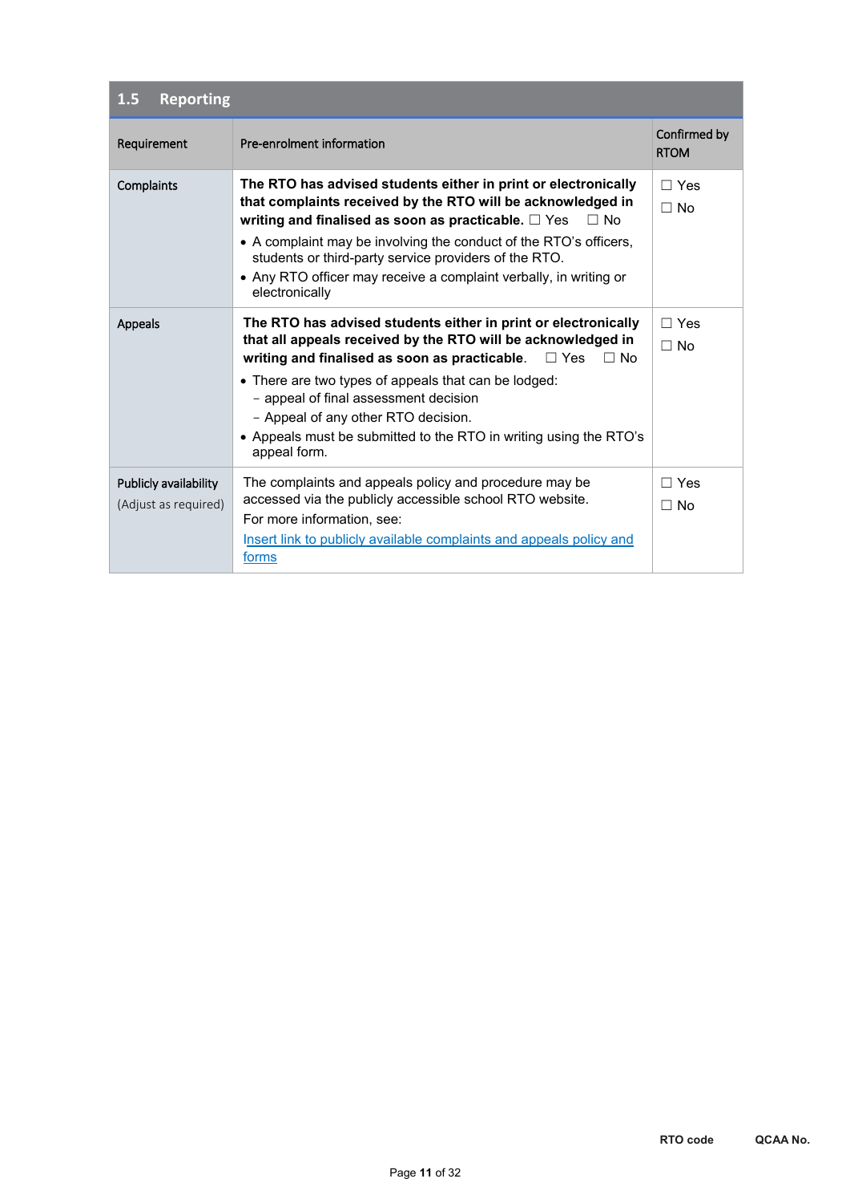## 1.5 Reporting

| Requirement | Pre-enrolment information | Confirmed by RTOM |
|---|---|---|
| Complaints | **The RTO has advised students either in print or electronically that complaints received by the RTO will be acknowledged in writing and finalised as soon as practicable.** ☐ Yes ☐ No<br>• A complaint may be involving the conduct of the RTO's officers, students or third-party service providers of the RTO.<br>• Any RTO officer may receive a complaint verbally, in writing or electronically | ☐ Yes<br>☐ No |
| Appeals | **The RTO has advised students either in print or electronically that all appeals received by the RTO will be acknowledged in writing and finalised as soon as practicable**. ☐ Yes ☐ No<br>• There are two types of appeals that can be lodged:<br>– appeal of final assessment decision<br>– Appeal of any other RTO decision.<br>• Appeals must be submitted to the RTO in writing using the RTO's appeal form. | ☐ Yes<br>☐ No |
| Publicly availability<br>(Adjust as required) | The complaints and appeals policy and procedure may be accessed via the publicly accessible school RTO website.<br>For more information, see:<br>[Insert link to publicly available complaints and appeals policy and forms]() | ☐ Yes<br>☐ No |

**RTO code** **QCAA No.**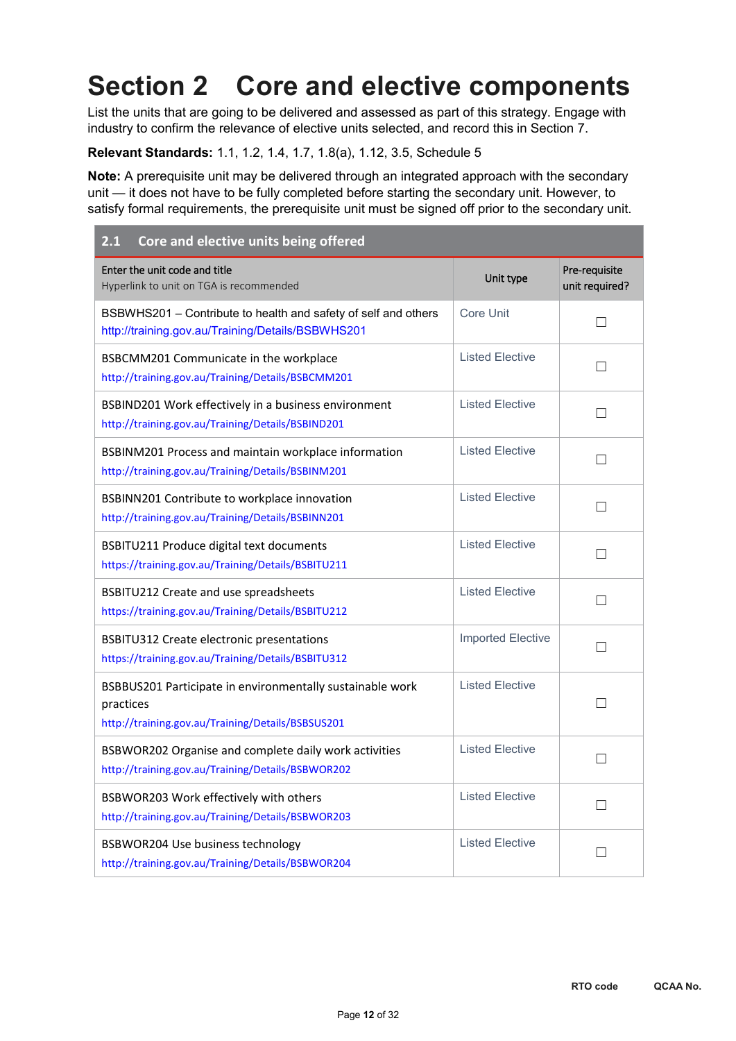# Section 2 Core and elective components

List the units that are going to be delivered and assessed as part of this strategy. Engage with industry to confirm the relevance of elective units selected, and record this in Section 7.

**Relevant Standards:** 1.1, 1.2, 1.4, 1.7, 1.8(a), 1.12, 3.5, Schedule 5

**Note:** A prerequisite unit may be delivered through an integrated approach with the secondary unit — it does not have to be fully completed before starting the secondary unit. However, to satisfy formal requirements, the prerequisite unit must be signed off prior to the secondary unit.

## 2.1 Core and elective units being offered

| Enter the unit code and title<br>Hyperlink to unit on TGA is recommended | Unit type | Pre-requisite unit required? |
|---|---|---|
| BSBWHS201 – Contribute to health and safety of self and others<br>http://training.gov.au/Training/Details/BSBWHS201 | Core Unit | ☐ |
| BSBCMM201 Communicate in the workplace<br>http://training.gov.au/Training/Details/BSBCMM201 | Listed Elective | ☐ |
| BSBIND201 Work effectively in a business environment<br>http://training.gov.au/Training/Details/BSBIND201 | Listed Elective | ☐ |
| BSBINM201 Process and maintain workplace information<br>http://training.gov.au/Training/Details/BSBINM201 | Listed Elective | ☐ |
| BSBINN201 Contribute to workplace innovation<br>http://training.gov.au/Training/Details/BSBINN201 | Listed Elective | ☐ |
| BSBITU211 Produce digital text documents<br>https://training.gov.au/Training/Details/BSBITU211 | Listed Elective | ☐ |
| BSBITU212 Create and use spreadsheets<br>https://training.gov.au/Training/Details/BSBITU212 | Listed Elective | ☐ |
| BSBITU312 Create electronic presentations<br>https://training.gov.au/Training/Details/BSBITU312 | Imported Elective | ☐ |
| BSBBUS201 Participate in environmentally sustainable work practices<br>http://training.gov.au/Training/Details/BSBSUS201 | Listed Elective | ☐ |
| BSBWOR202 Organise and complete daily work activities<br>http://training.gov.au/Training/Details/BSBWOR202 | Listed Elective | ☐ |
| BSBWOR203 Work effectively with others<br>http://training.gov.au/Training/Details/BSBWOR203 | Listed Elective | ☐ |
| BSBWOR204 Use business technology<br>http://training.gov.au/Training/Details/BSBWOR204 | Listed Elective | ☐ |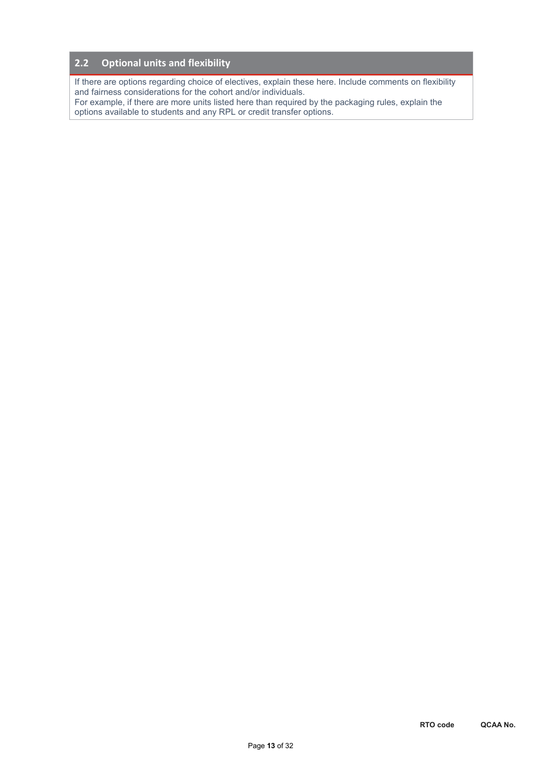## 2.2 Optional units and flexibility

If there are options regarding choice of electives, explain these here. Include comments on flexibility and fairness considerations for the cohort and/or individuals.
For example, if there are more units listed here than required by the packaging rules, explain the options available to students and any RPL or credit transfer options.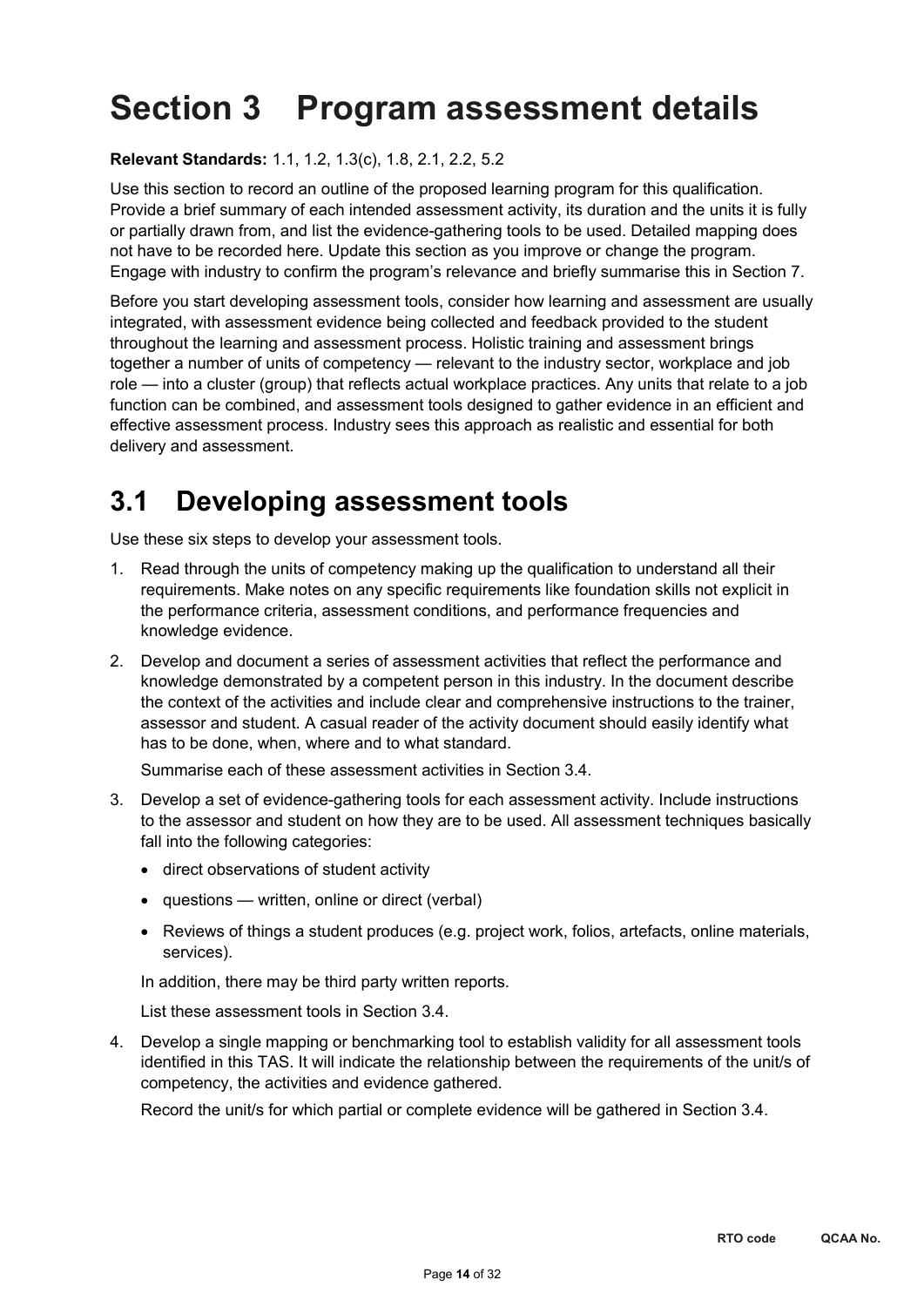# Section 3 Program assessment details

**Relevant Standards:** 1.1, 1.2, 1.3(c), 1.8, 2.1, 2.2, 5.2

Use this section to record an outline of the proposed learning program for this qualification. Provide a brief summary of each intended assessment activity, its duration and the units it is fully or partially drawn from, and list the evidence-gathering tools to be used. Detailed mapping does not have to be recorded here. Update this section as you improve or change the program. Engage with industry to confirm the program's relevance and briefly summarise this in Section 7.

Before you start developing assessment tools, consider how learning and assessment are usually integrated, with assessment evidence being collected and feedback provided to the student throughout the learning and assessment process. Holistic training and assessment brings together a number of units of competency — relevant to the industry sector, workplace and job role — into a cluster (group) that reflects actual workplace practices. Any units that relate to a job function can be combined, and assessment tools designed to gather evidence in an efficient and effective assessment process. Industry sees this approach as realistic and essential for both delivery and assessment.

## 3.1 Developing assessment tools

Use these six steps to develop your assessment tools.

1. Read through the units of competency making up the qualification to understand all their requirements. Make notes on any specific requirements like foundation skills not explicit in the performance criteria, assessment conditions, and performance frequencies and knowledge evidence.
2. Develop and document a series of assessment activities that reflect the performance and knowledge demonstrated by a competent person in this industry. In the document describe the context of the activities and include clear and comprehensive instructions to the trainer, assessor and student. A casual reader of the activity document should easily identify what has to be done, when, where and to what standard.

   Summarise each of these assessment activities in Section 3.4.
3. Develop a set of evidence-gathering tools for each assessment activity. Include instructions to the assessor and student on how they are to be used. All assessment techniques basically fall into the following categories:
   - direct observations of student activity
   - questions — written, online or direct (verbal)
   - Reviews of things a student produces (e.g. project work, folios, artefacts, online materials, services).

   In addition, there may be third party written reports.

   List these assessment tools in Section 3.4.
4. Develop a single mapping or benchmarking tool to establish validity for all assessment tools identified in this TAS. It will indicate the relationship between the requirements of the unit/s of competency, the activities and evidence gathered.

   Record the unit/s for which partial or complete evidence will be gathered in Section 3.4.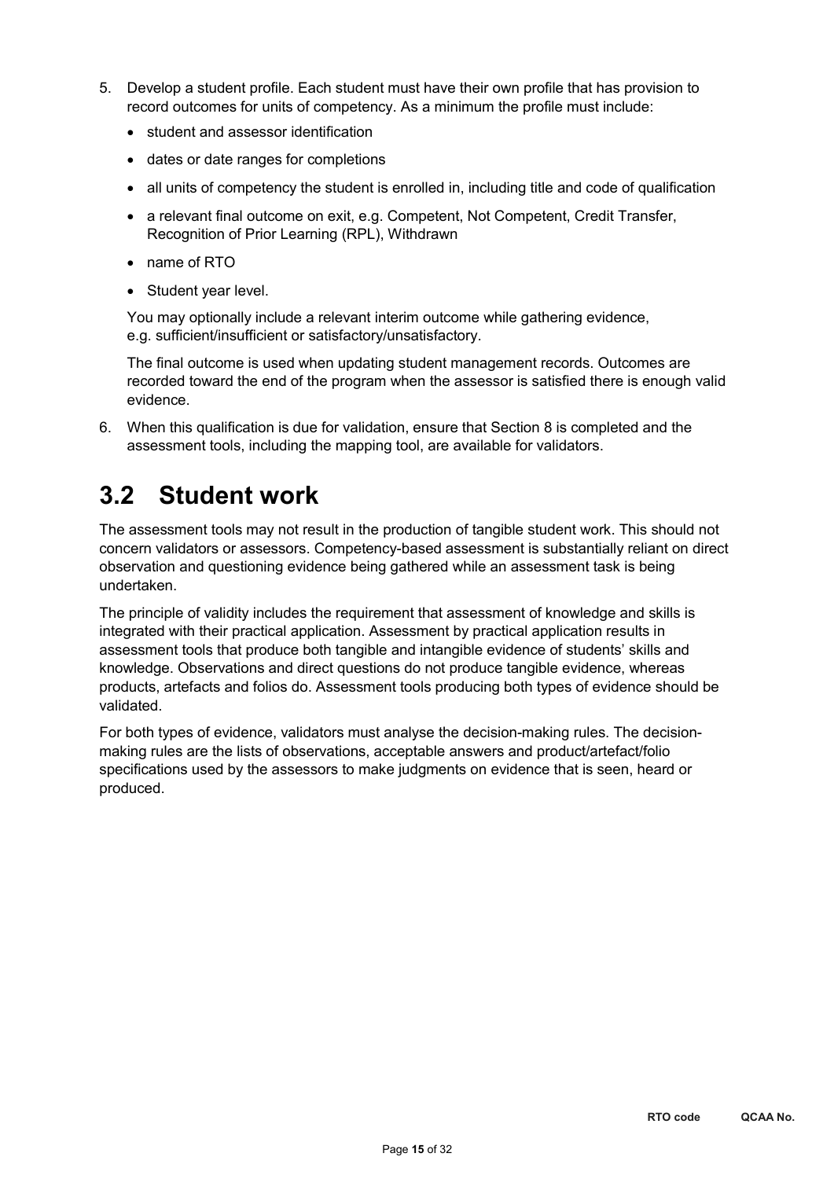5. Develop a student profile. Each student must have their own profile that has provision to record outcomes for units of competency. As a minimum the profile must include:
   - student and assessor identification
   - dates or date ranges for completions
   - all units of competency the student is enrolled in, including title and code of qualification
   - a relevant final outcome on exit, e.g. Competent, Not Competent, Credit Transfer, Recognition of Prior Learning (RPL), Withdrawn
   - name of RTO
   - Student year level.

   You may optionally include a relevant interim outcome while gathering evidence, e.g. sufficient/insufficient or satisfactory/unsatisfactory.

   The final outcome is used when updating student management records. Outcomes are recorded toward the end of the program when the assessor is satisfied there is enough valid evidence.

6. When this qualification is due for validation, ensure that Section 8 is completed and the assessment tools, including the mapping tool, are available for validators.

## 3.2 Student work

The assessment tools may not result in the production of tangible student work. This should not concern validators or assessors. Competency-based assessment is substantially reliant on direct observation and questioning evidence being gathered while an assessment task is being undertaken.

The principle of validity includes the requirement that assessment of knowledge and skills is integrated with their practical application. Assessment by practical application results in assessment tools that produce both tangible and intangible evidence of students' skills and knowledge. Observations and direct questions do not produce tangible evidence, whereas products, artefacts and folios do. Assessment tools producing both types of evidence should be validated.

For both types of evidence, validators must analyse the decision-making rules. The decision-making rules are the lists of observations, acceptable answers and product/artefact/folio specifications used by the assessors to make judgments on evidence that is seen, heard or produced.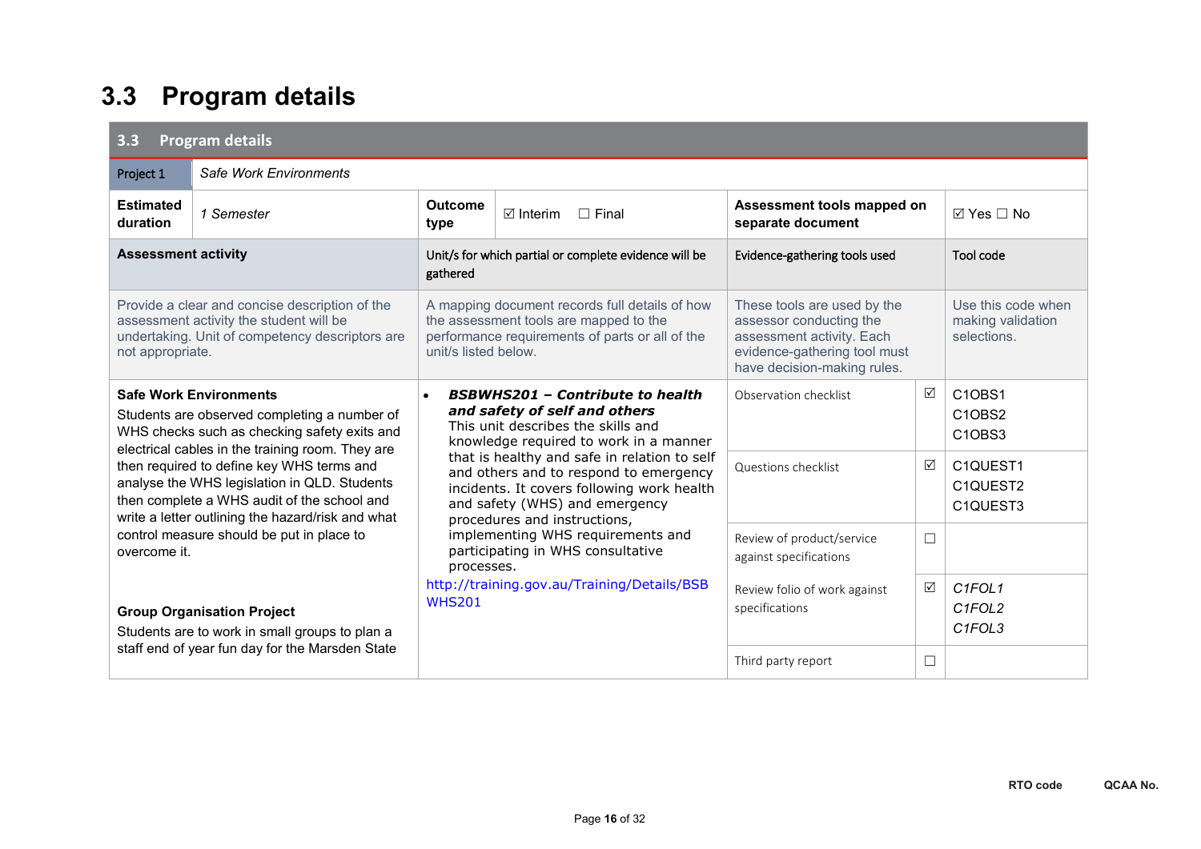## 3.3 Program details

| 3.3 Program details | | | | | | | |
|---|---|---|---|---|---|---|---|
| Project 1 | *Safe Work Environments* | | | | | | |
| **Estimated duration** | *1 Semester* | **Outcome type** | ☑ Interim ☐ Final | **Assessment tools mapped on separate document** | | ☑ Yes ☐ No | |
| **Assessment activity** | | Unit/s for which partial or complete evidence will be gathered | | Evidence-gathering tools used | | Tool code | |
| Provide a clear and concise description of the assessment activity the student will be undertaking. Unit of competency descriptors are not appropriate. | | A mapping document records full details of how the assessment tools are mapped to the performance requirements of parts or all of the unit/s listed below. | | These tools are used by the assessor conducting the assessment activity. Each evidence-gathering tool must have decision-making rules. | | Use this code when making validation selections. | |
| **Safe Work Environments**<br>Students are observed completing a number of WHS checks such as checking safety exits and electrical cables in the training room. They are then required to define key WHS terms and analyse the WHS legislation in QLD. Students then complete a WHS audit of the school and write a letter outlining the hazard/risk and what control measure should be put in place to overcome it.<br><br>**Group Organisation Project**<br>Students are to work in small groups to plan a staff end of year fun day for the Marsden State | | • ***BSBWHS201 – Contribute to health and safety of self and others***<br>This unit describes the skills and knowledge required to work in a manner that is healthy and safe in relation to self and others and to respond to emergency incidents. It covers following work health and safety (WHS) and emergency procedures and instructions, implementing WHS requirements and participating in WHS consultative processes.<br>http://training.gov.au/Training/Details/BSBWHS201 | | Observation checklist | ☑ | C1OBS1<br>C1OBS2<br>C1OBS3 | |
| | | | | Questions checklist | ☑ | C1QUEST1<br>C1QUEST2<br>C1QUEST3 | |
| | | | | Review of product/service against specifications | ☐ | | |
| | | | | Review folio of work against specifications | ☑ | *C1FOL1*<br>*C1FOL2*<br>*C1FOL3* | |
| | | | | Third party report | ☐ | | |

**RTO code** **QCAA No.**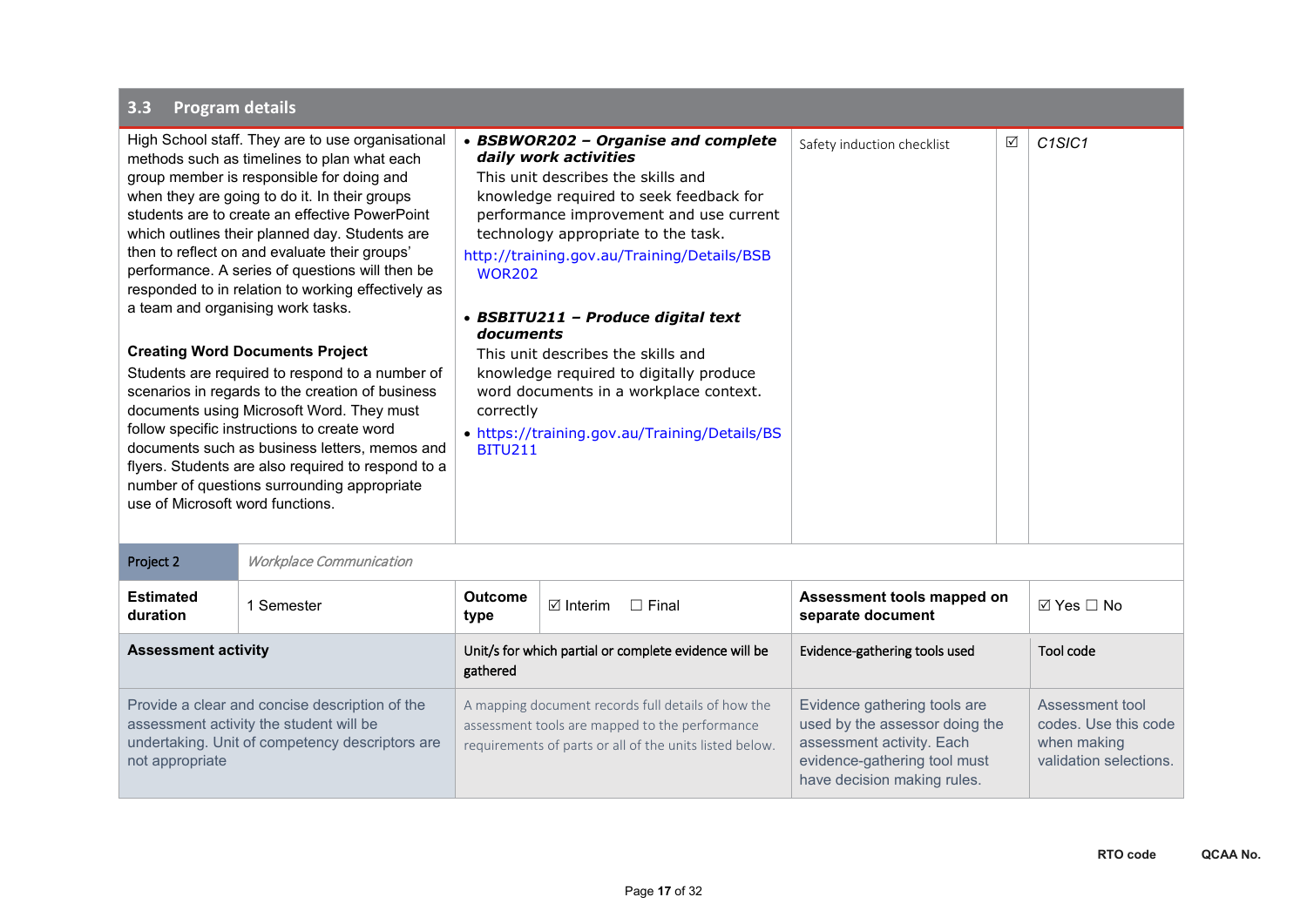## 3.3 Program details

| | | | | |
|---|---|---|---|---|
| High School staff. They are to use organisational methods such as timelines to plan what each group member is responsible for doing and when they are going to do it. In their groups students are to create an effective PowerPoint which outlines their planned day. Students are then to reflect on and evaluate their groups' performance. A series of questions will then be responded to in relation to working effectively as a team and organising work tasks.<br><br>**Creating Word Documents Project**<br>Students are required to respond to a number of scenarios in regards to the creation of business documents using Microsoft Word. They must follow specific instructions to create word documents such as business letters, memos and flyers. Students are also required to respond to a number of questions surrounding appropriate use of Microsoft word functions. | • ***BSBWOR202 – Organise and complete daily work activities***<br>This unit describes the skills and knowledge required to seek feedback for performance improvement and use current technology appropriate to the task.<br>http://training.gov.au/Training/Details/BSBWOR202<br><br>• ***BSBITU211 – Produce digital text documents***<br>This unit describes the skills and knowledge required to digitally produce word documents in a workplace context. correctly<br>• https://training.gov.au/Training/Details/BSBITU211 | Safety induction checklist | ☑ | *C1SIC1* |

| | | | | | |
|---|---|---|---|---|---|
| Project 2 | *Workplace Communication* | | | | |
| **Estimated duration** | 1 Semester | **Outcome type** | ☑ Interim ☐ Final | **Assessment tools mapped on separate document** | ☑ Yes ☐ No |

| Assessment activity | Unit/s for which partial or complete evidence will be gathered | Evidence-gathering tools used | Tool code |
|---|---|---|---|
| Provide a clear and concise description of the assessment activity the student will be undertaking. Unit of competency descriptors are not appropriate | A mapping document records full details of how the assessment tools are mapped to the performance requirements of parts or all of the units listed below. | Evidence gathering tools are used by the assessor doing the assessment activity. Each evidence-gathering tool must have decision making rules. | Assessment tool codes. Use this code when making validation selections. |

RTO code QCAA No.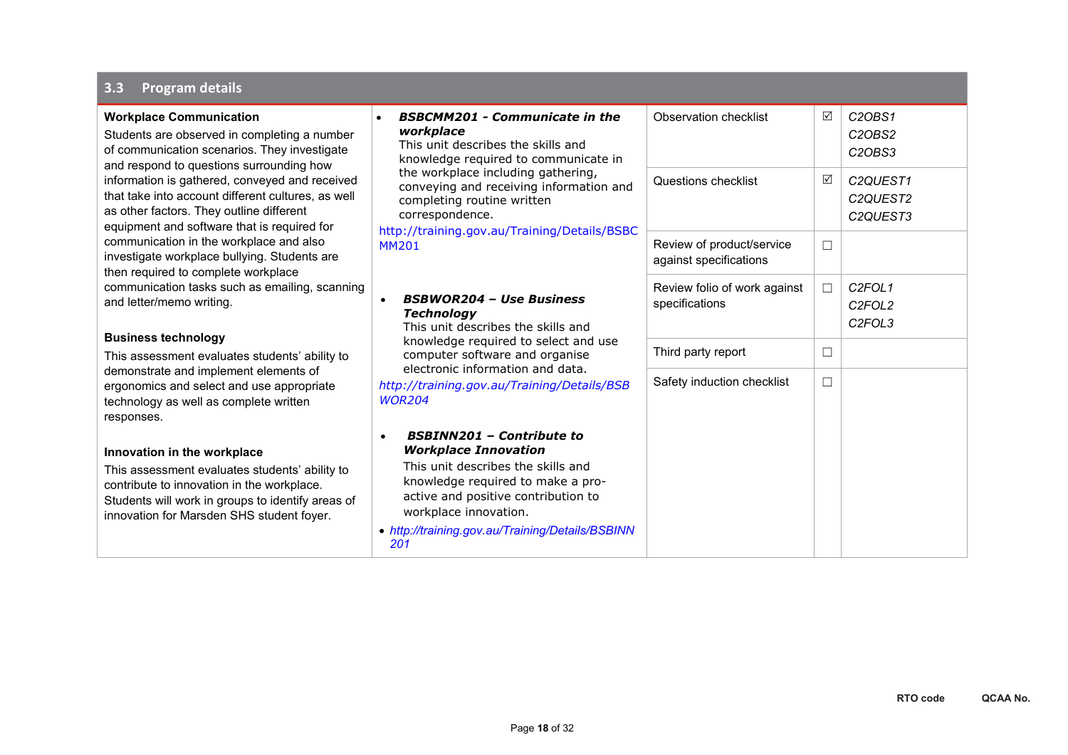## 3.3 Program details

| | | | | |
|---|---|---|---|---|
| **Workplace Communication**<br>Students are observed in completing a number of communication scenarios. They investigate and respond to questions surrounding how information is gathered, conveyed and received that take into account different cultures, as well as other factors. They outline different equipment and software that is required for communication in the workplace and also investigate workplace bullying. Students are then required to complete workplace communication tasks such as emailing, scanning and letter/memo writing.<br><br>**Business technology**<br>This assessment evaluates students' ability to demonstrate and implement elements of ergonomics and select and use appropriate technology as well as complete written responses.<br><br>**Innovation in the workplace**<br>This assessment evaluates students' ability to contribute to innovation in the workplace. Students will work in groups to identify areas of innovation for Marsden SHS student foyer. | • ***BSBCMM201 - Communicate in the workplace***<br>This unit describes the skills and knowledge required to communicate in the workplace including gathering, conveying and receiving information and completing routine written correspondence.<br>http://training.gov.au/Training/Details/BSBCMM201<br><br>• ***BSBWOR204 – Use Business Technology***<br>This unit describes the skills and knowledge required to select and use computer software and organise electronic information and data.<br>*http://training.gov.au/Training/Details/BSBWOR204*<br><br>• ***BSBINN201 – Contribute to Workplace Innovation***<br>This unit describes the skills and knowledge required to make a pro-active and positive contribution to workplace innovation.<br>• *http://training.gov.au/Training/Details/BSBINN201* | Observation checklist | ☑ | *C2OBS1*<br>*C2OBS2*<br>*C2OBS3* |
| | | Questions checklist | ☑ | *C2QUEST1*<br>*C2QUEST2*<br>*C2QUEST3* |
| | | Review of product/service against specifications | ☐ | |
| | | Review folio of work against specifications | ☐ | *C2FOL1*<br>*C2FOL2*<br>*C2FOL3* |
| | | Third party report | ☐ | |
| | | Safety induction checklist | ☐ | |

RTO code QCAA No.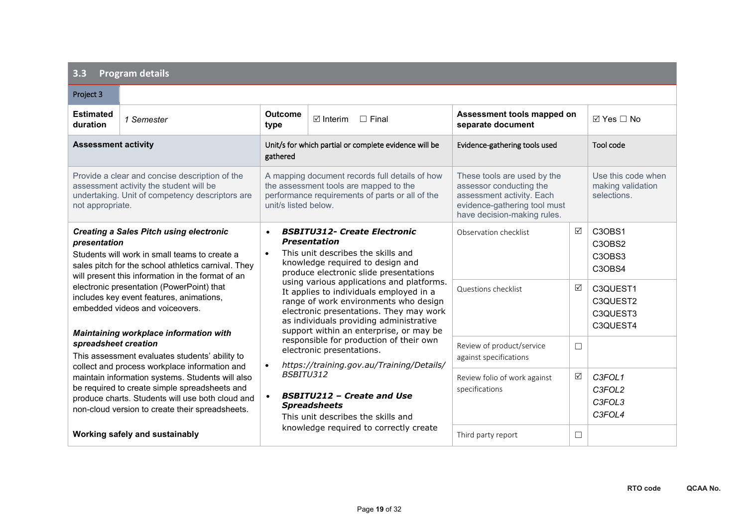## 3.3 Program details

| Project 3 | | | | | | |
|---|---|---|---|---|---|---|
| **Estimated duration** | *1 Semester* | **Outcome type** | ☑ Interim ☐ Final | **Assessment tools mapped on separate document** | | ☑ Yes ☐ No |
| **Assessment activity** | | Unit/s for which partial or complete evidence will be gathered | | Evidence-gathering tools used | | Tool code |
| Provide a clear and concise description of the assessment activity the student will be undertaking. Unit of competency descriptors are not appropriate. | | A mapping document records full details of how the assessment tools are mapped to the performance requirements of parts or all of the unit/s listed below. | | These tools are used by the assessor conducting the assessment activity. Each evidence-gathering tool must have decision-making rules. | | Use this code when making validation selections. |
| ***Creating a Sales Pitch using electronic presentation*** Students will work in small teams to create a sales pitch for the school athletics carnival. They will present this information in the format of an electronic presentation (PowerPoint) that includes key event features, animations, embedded videos and voiceovers. ***Maintaining workplace information with spreadsheet creation*** This assessment evaluates students' ability to collect and process workplace information and maintain information systems. Students will also be required to create simple spreadsheets and produce charts. Students will use both cloud and non-cloud version to create their spreadsheets. **Working safely and sustainably** | | • ***BSBITU312- Create Electronic Presentation*** • This unit describes the skills and knowledge required to design and produce electronic slide presentations using various applications and platforms. It applies to individuals employed in a range of work environments who design electronic presentations. They may work as individuals providing administrative support within an enterprise, or may be responsible for production of their own electronic presentations. • *https://training.gov.au/Training/Details/BSBITU312* • ***BSBITU212 – Create and Use Spreadsheets*** This unit describes the skills and knowledge required to correctly create | | Observation checklist | ☑ | C3OBS1 C3OBS2 C3OBS3 C3OBS4 |
| | | | | Questions checklist | ☑ | C3QUEST1 C3QUEST2 C3QUEST3 C3QUEST4 |
| | | | | Review of product/service against specifications | ☐ | |
| | | | | Review folio of work against specifications | ☑ | *C3FOL1 C3FOL2 C3FOL3 C3FOL4* |
| | | | | Third party report | ☐ | |

**RTO code** **QCAA No.**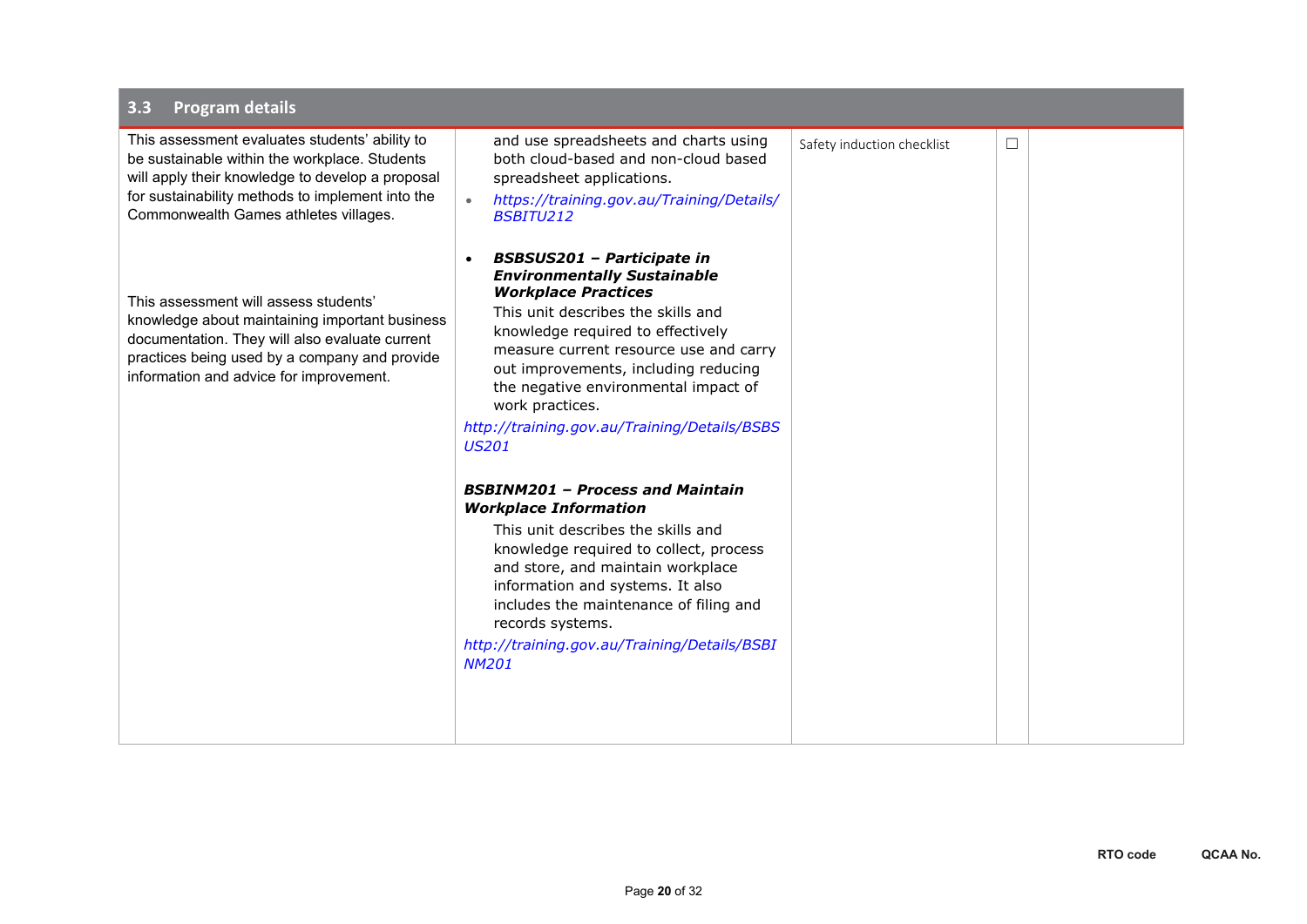## 3.3 Program details

| | | | | |
|---|---|---|---|---|
| This assessment evaluates students' ability to be sustainable within the workplace. Students will apply their knowledge to develop a proposal for sustainability methods to implement into the Commonwealth Games athletes villages.<br><br>This assessment will assess students' knowledge about maintaining important business documentation. They will also evaluate current practices being used by a company and provide information and advice for improvement. | and use spreadsheets and charts using both cloud-based and non-cloud based spreadsheet applications.<br>• *https://training.gov.au/Training/Details/BSBITU212*<br><br>• ***BSBSUS201 – Participate in Environmentally Sustainable Workplace Practices***<br>This unit describes the skills and knowledge required to effectively measure current resource use and carry out improvements, including reducing the negative environmental impact of work practices.<br>*http://training.gov.au/Training/Details/BSBSUS201*<br><br>***BSBINM201 – Process and Maintain Workplace Information***<br>This unit describes the skills and knowledge required to collect, process and store, and maintain workplace information and systems. It also includes the maintenance of filing and records systems.<br>*http://training.gov.au/Training/Details/BSBINM201* | Safety induction checklist | ☐ | |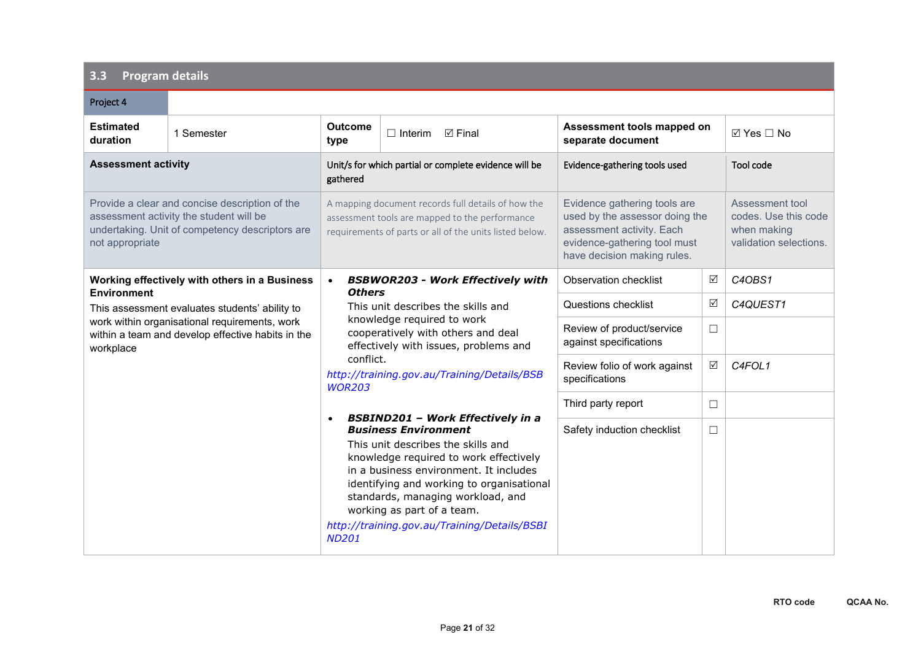## 3.3 Program details

| Project 4 | | | | | |
|---|---|---|---|---|---|
| **Estimated duration** | 1 Semester | **Outcome type** | ☐ Interim ☑ Final | **Assessment tools mapped on separate document** | ☑ Yes ☐ No |

| **Assessment activity** | Unit/s for which partial or complete evidence will be gathered | Evidence-gathering tools used | | Tool code |
|---|---|---|---|---|
| Provide a clear and concise description of the assessment activity the student will be undertaking. Unit of competency descriptors are not appropriate | A mapping document records full details of how the assessment tools are mapped to the performance requirements of parts or all of the units listed below. | Evidence gathering tools are used by the assessor doing the assessment activity. Each evidence-gathering tool must have decision making rules. | | Assessment tool codes. Use this code when making validation selections. |
| **Working effectively with others in a Business Environment**<br>This assessment evaluates students' ability to work within organisational requirements, work within a team and develop effective habits in the workplace | • ***BSBWOR203 - Work Effectively with Others***<br>This unit describes the skills and knowledge required to work cooperatively with others and deal effectively with issues, problems and conflict.<br>*http://training.gov.au/Training/Details/BSBWOR203*<br><br>• ***BSBIND201 – Work Effectively in a Business Environment***<br>This unit describes the skills and knowledge required to work effectively in a business environment. It includes identifying and working to organisational standards, managing workload, and working as part of a team.<br>*http://training.gov.au/Training/Details/BSBIND201* | Observation checklist | ☑ | *C4OBS1* |
| | | Questions checklist | ☑ | *C4QUEST1* |
| | | Review of product/service against specifications | ☐ | |
| | | Review folio of work against specifications | ☑ | *C4FOL1* |
| | | Third party report | ☐ | |
| | | Safety induction checklist | ☐ | |

**RTO code** **QCAA No.**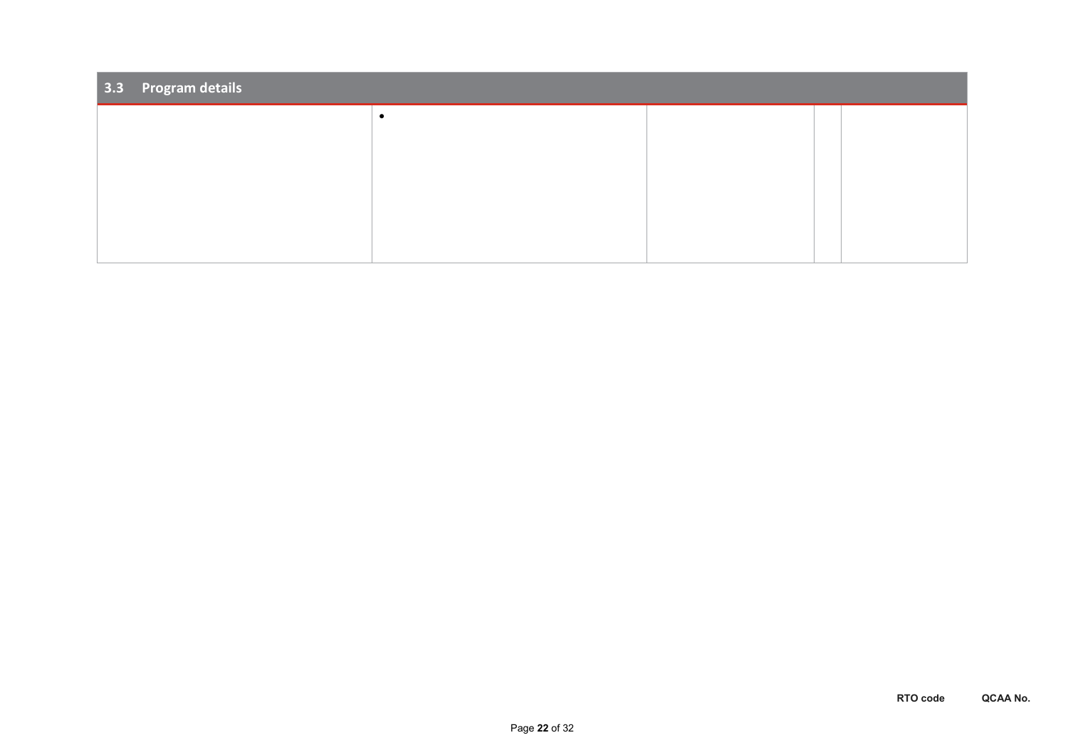| 3.3 Program details | | | | |
|---|---|---|---|---|
| | • | | | |

RTO code QCAA No.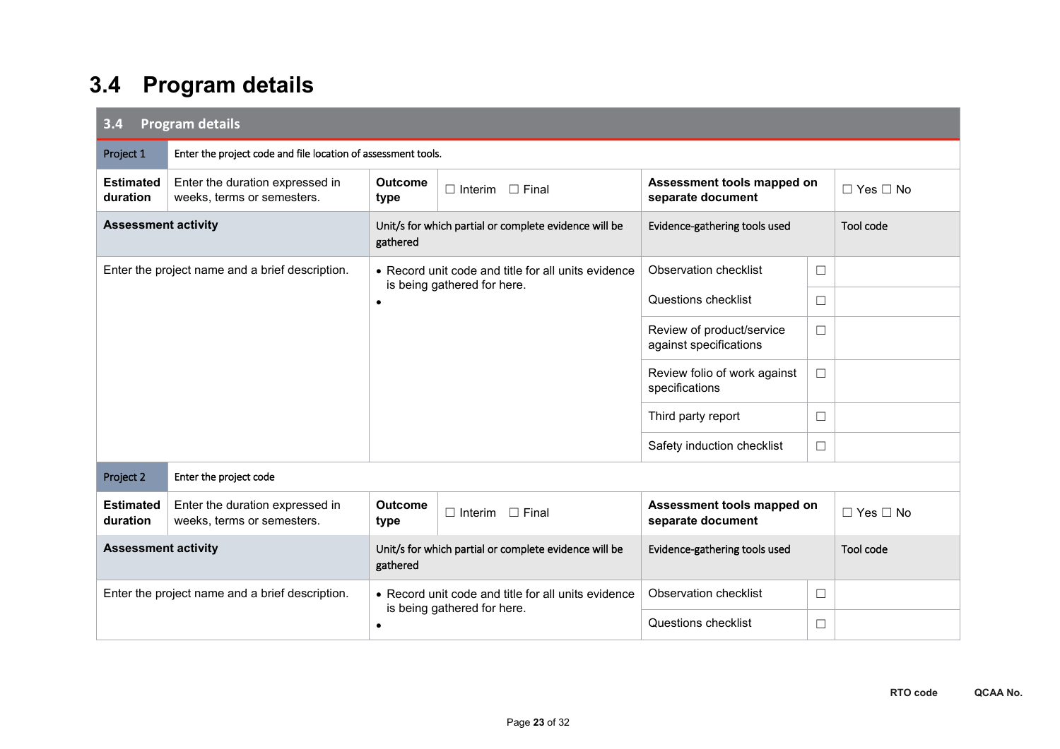## 3.4 Program details

| 3.4 Program details | | | | | | |
|---|---|---|---|---|---|---|
| Project 1 | Enter the project code and file location of assessment tools. | | | | | |
| **Estimated duration** | Enter the duration expressed in weeks, terms or semesters. | **Outcome type** | ☐ Interim ☐ Final | **Assessment tools mapped on separate document** | | ☐ Yes ☐ No |
| **Assessment activity** | | Unit/s for which partial or complete evidence will be gathered | | Evidence-gathering tools used | | Tool code |
| Enter the project name and a brief description. | | • Record unit code and title for all units evidence is being gathered for here.<br>• | | Observation checklist | ☐ | |
| | | | | Questions checklist | ☐ | |
| | | | | Review of product/service against specifications | ☐ | |
| | | | | Review folio of work against specifications | ☐ | |
| | | | | Third party report | ☐ | |
| | | | | Safety induction checklist | ☐ | |
| Project 2 | Enter the project code | | | | | |
| **Estimated duration** | Enter the duration expressed in weeks, terms or semesters. | **Outcome type** | ☐ Interim ☐ Final | **Assessment tools mapped on separate document** | | ☐ Yes ☐ No |
| **Assessment activity** | | Unit/s for which partial or complete evidence will be gathered | | Evidence-gathering tools used | | Tool code |
| Enter the project name and a brief description. | | • Record unit code and title for all units evidence is being gathered for here.<br>• | | Observation checklist | ☐ | |
| | | | | Questions checklist | ☐ | |

**RTO code** **QCAA No.**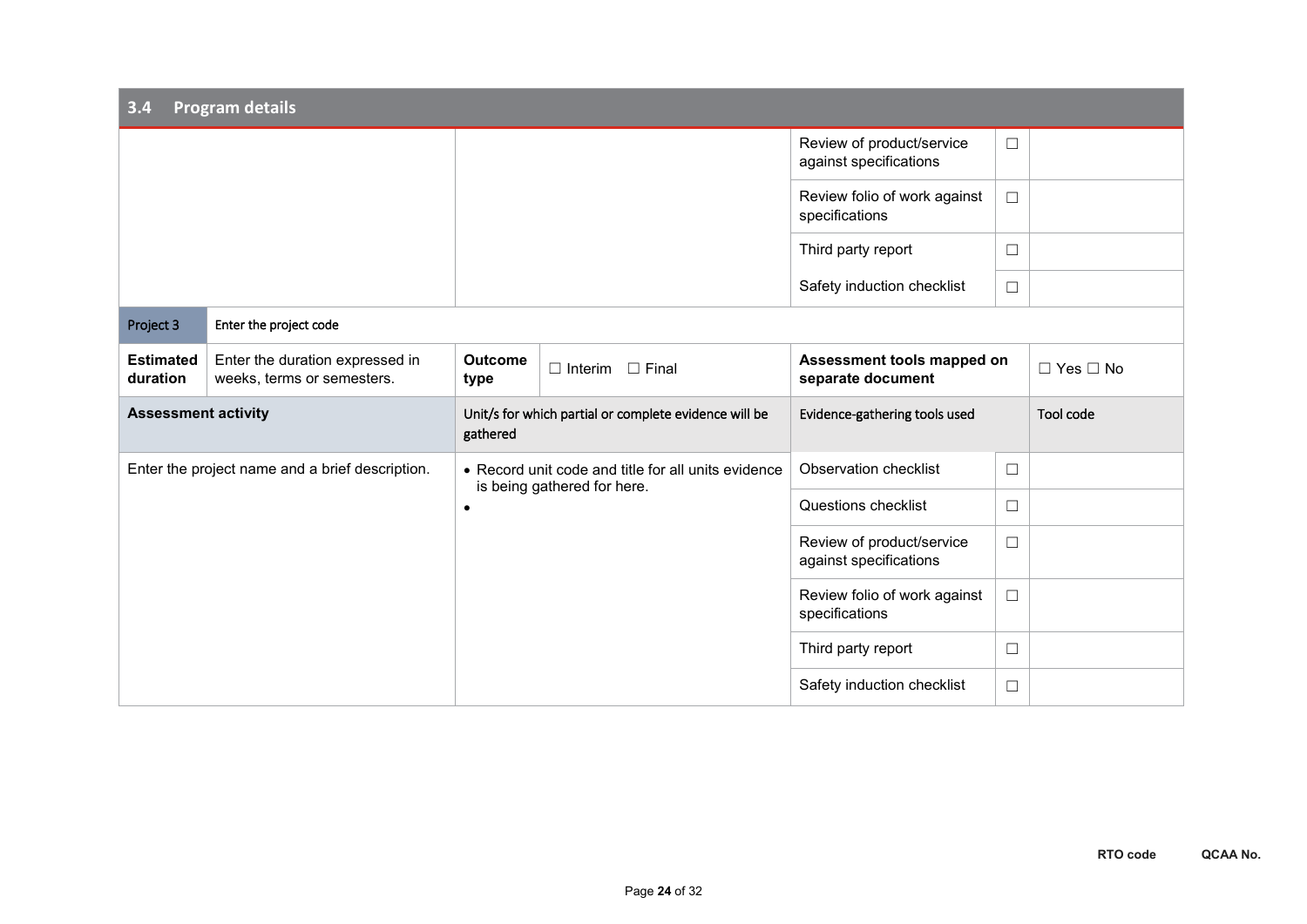## 3.4 Program details

| | | | | |
|---|---|---|---|---|
| | | Review of product/service against specifications | ☐ | |
| | | Review folio of work against specifications | ☐ | |
| | | Third party report | ☐ | |
| | | Safety induction checklist | ☐ | |

| Project 3 | Enter the project code | | | | |
|---|---|---|---|---|---|
| **Estimated duration** | Enter the duration expressed in weeks, terms or semesters. | **Outcome type** | ☐ Interim ☐ Final | **Assessment tools mapped on separate document** | ☐ Yes ☐ No |

| **Assessment activity** | Unit/s for which partial or complete evidence will be gathered | Evidence-gathering tools used | | Tool code |
|---|---|---|---|---|
| Enter the project name and a brief description. | • Record unit code and title for all units evidence is being gathered for here.<br>• | Observation checklist | ☐ | |
| | | Questions checklist | ☐ | |
| | | Review of product/service against specifications | ☐ | |
| | | Review folio of work against specifications | ☐ | |
| | | Third party report | ☐ | |
| | | Safety induction checklist | ☐ | |

**RTO code** **QCAA No.**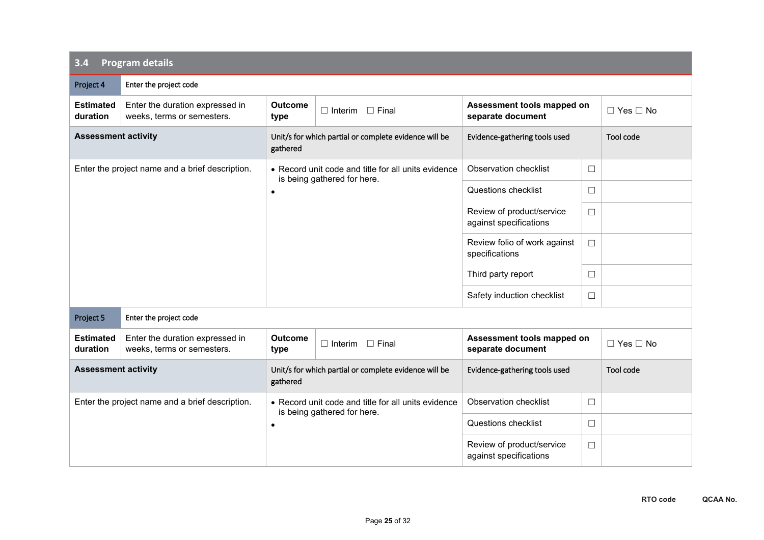## 3.4 Program details

| Project 4 | Enter the project code | | | | | |
|---|---|---|---|---|---|---|
| **Estimated duration** | Enter the duration expressed in weeks, terms or semesters. | **Outcome type** | ☐ Interim ☐ Final | **Assessment tools mapped on separate document** | | ☐ Yes ☐ No |
| **Assessment activity** | | Unit/s for which partial or complete evidence will be gathered | | Evidence-gathering tools used | | Tool code |
| Enter the project name and a brief description. | | • Record unit code and title for all units evidence is being gathered for here.<br>• | | Observation checklist | ☐ | |
| | | | | Questions checklist | ☐ | |
| | | | | Review of product/service against specifications | ☐ | |
| | | | | Review folio of work against specifications | ☐ | |
| | | | | Third party report | ☐ | |
| | | | | Safety induction checklist | ☐ | |

| Project 5 | Enter the project code | | | | | |
|---|---|---|---|---|---|---|
| **Estimated duration** | Enter the duration expressed in weeks, terms or semesters. | **Outcome type** | ☐ Interim ☐ Final | **Assessment tools mapped on separate document** | | ☐ Yes ☐ No |
| **Assessment activity** | | Unit/s for which partial or complete evidence will be gathered | | Evidence-gathering tools used | | Tool code |
| Enter the project name and a brief description. | | • Record unit code and title for all units evidence is being gathered for here.<br>• | | Observation checklist | ☐ | |
| | | | | Questions checklist | ☐ | |
| | | | | Review of product/service against specifications | ☐ | |

**RTO code** **QCAA No.**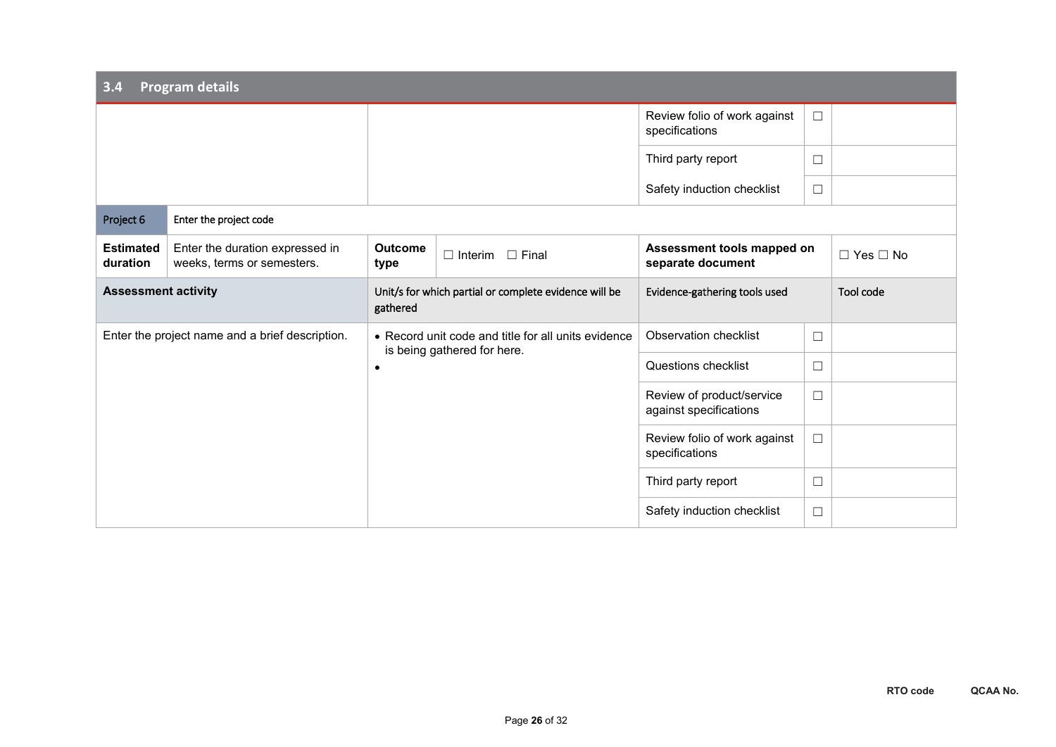## 3.4 Program details

| | | | | | |
|---|---|---|---|---|---|
| | | | Review folio of work against specifications | ☐ | |
| | | | Third party report | ☐ | |
| | | | Safety induction checklist | ☐ | |

| Project 6 | Enter the project code | | | | | |
|---|---|---|---|---|---|---|
| **Estimated duration** | Enter the duration expressed in weeks, terms or semesters. | **Outcome type** | ☐ Interim ☐ Final | **Assessment tools mapped on separate document** | | ☐ Yes ☐ No |
| **Assessment activity** | | Unit/s for which partial or complete evidence will be gathered | | Evidence-gathering tools used | | Tool code |
| Enter the project name and a brief description. | | • Record unit code and title for all units evidence is being gathered for here.<br>• | | Observation checklist | ☐ | |
| | | | | Questions checklist | ☐ | |
| | | | | Review of product/service against specifications | ☐ | |
| | | | | Review folio of work against specifications | ☐ | |
| | | | | Third party report | ☐ | |
| | | | | Safety induction checklist | ☐ | |

RTO code QCAA No.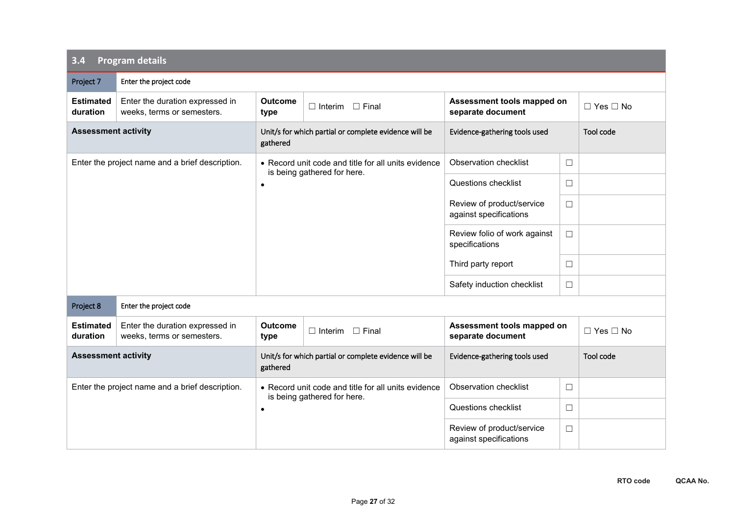## 3.4 Program details

| Project 7 | Enter the project code | | | | | |
|---|---|---|---|---|---|---|
| **Estimated duration** | Enter the duration expressed in weeks, terms or semesters. | **Outcome type** | ☐ Interim ☐ Final | **Assessment tools mapped on separate document** | | ☐ Yes ☐ No |
| **Assessment activity** | | Unit/s for which partial or complete evidence will be gathered | | Evidence-gathering tools used | | Tool code |
| Enter the project name and a brief description. | | • Record unit code and title for all units evidence is being gathered for here.<br>• | | Observation checklist | ☐ | |
| | | | | Questions checklist | ☐ | |
| | | | | Review of product/service against specifications | ☐ | |
| | | | | Review folio of work against specifications | ☐ | |
| | | | | Third party report | ☐ | |
| | | | | Safety induction checklist | ☐ | |

| Project 8 | Enter the project code | | | | | |
|---|---|---|---|---|---|---|
| **Estimated duration** | Enter the duration expressed in weeks, terms or semesters. | **Outcome type** | ☐ Interim ☐ Final | **Assessment tools mapped on separate document** | | ☐ Yes ☐ No |
| **Assessment activity** | | Unit/s for which partial or complete evidence will be gathered | | Evidence-gathering tools used | | Tool code |
| Enter the project name and a brief description. | | • Record unit code and title for all units evidence is being gathered for here.<br>• | | Observation checklist | ☐ | |
| | | | | Questions checklist | ☐ | |
| | | | | Review of product/service against specifications | ☐ | |

**RTO code** **QCAA No.**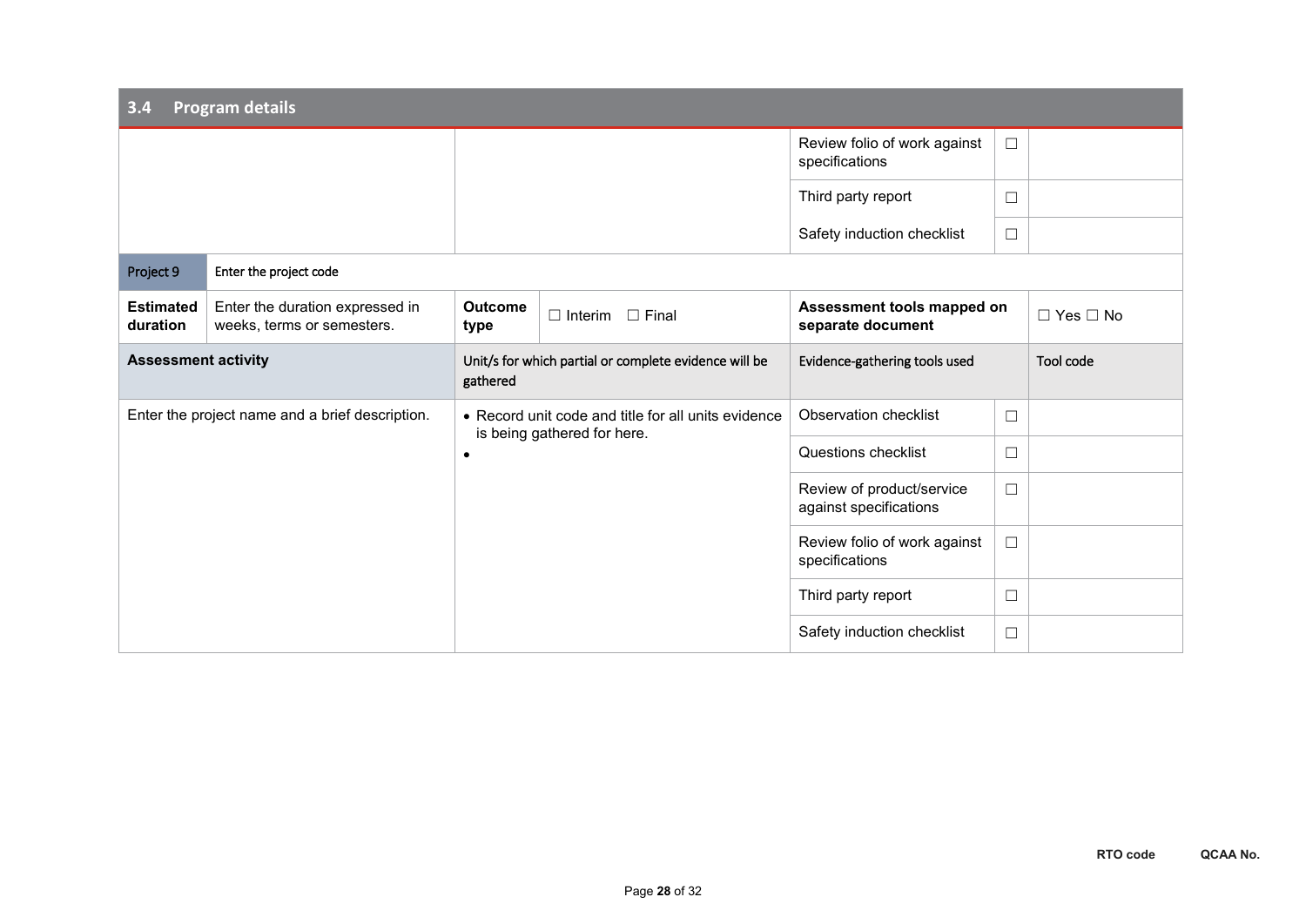## 3.4 Program details

| | | | | | | |
|---|---|---|---|---|---|---|
| | | | | Review folio of work against specifications | ☐ | |
| | | | | Third party report | ☐ | |
| | | | | Safety induction checklist | ☐ | |
| Project 9 | Enter the project code | | | | | |
| **Estimated duration** | Enter the duration expressed in weeks, terms or semesters. | **Outcome type** | ☐ Interim ☐ Final | **Assessment tools mapped on separate document** | | ☐ Yes ☐ No |
| **Assessment activity** | | Unit/s for which partial or complete evidence will be gathered | | Evidence-gathering tools used | | Tool code |
| Enter the project name and a brief description. | | • Record unit code and title for all units evidence is being gathered for here.<br>• | | Observation checklist | ☐ | |
| | | | | Questions checklist | ☐ | |
| | | | | Review of product/service against specifications | ☐ | |
| | | | | Review folio of work against specifications | ☐ | |
| | | | | Third party report | ☐ | |
| | | | | Safety induction checklist | ☐ | |

**RTO code** **QCAA No.**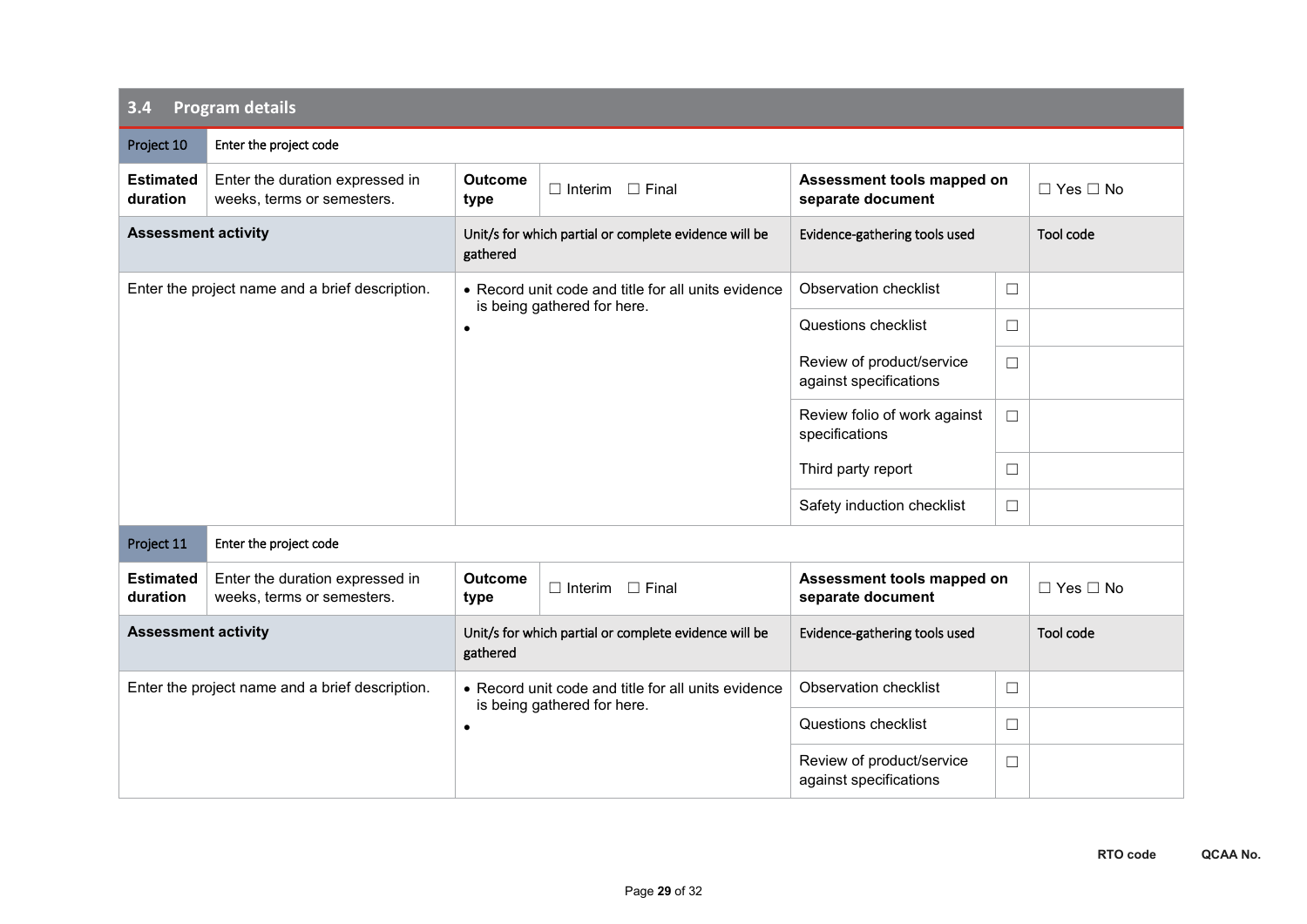## 3.4 Program details

| Project 10 | Enter the project code | | | | | |
|---|---|---|---|---|---|---|
| **Estimated duration** | Enter the duration expressed in weeks, terms or semesters. | **Outcome type** | ☐ Interim ☐ Final | **Assessment tools mapped on separate document** | | ☐ Yes ☐ No |
| **Assessment activity** | | Unit/s for which partial or complete evidence will be gathered | | Evidence-gathering tools used | | Tool code |
| Enter the project name and a brief description. | | • Record unit code and title for all units evidence is being gathered for here.<br>• | | Observation checklist | ☐ | |
| | | | | Questions checklist | ☐ | |
| | | | | Review of product/service against specifications | ☐ | |
| | | | | Review folio of work against specifications | ☐ | |
| | | | | Third party report | ☐ | |
| | | | | Safety induction checklist | ☐ | |

| Project 11 | Enter the project code | | | | | |
|---|---|---|---|---|---|---|
| **Estimated duration** | Enter the duration expressed in weeks, terms or semesters. | **Outcome type** | ☐ Interim ☐ Final | **Assessment tools mapped on separate document** | | ☐ Yes ☐ No |
| **Assessment activity** | | Unit/s for which partial or complete evidence will be gathered | | Evidence-gathering tools used | | Tool code |
| Enter the project name and a brief description. | | • Record unit code and title for all units evidence is being gathered for here.<br>• | | Observation checklist | ☐ | |
| | | | | Questions checklist | ☐ | |
| | | | | Review of product/service against specifications | ☐ | |

**RTO code** **QCAA No.**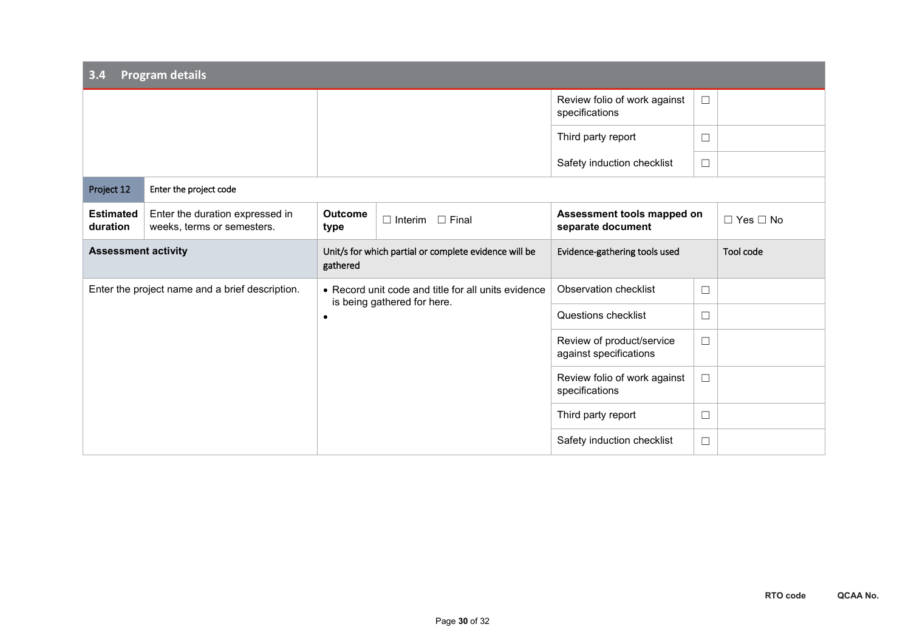## 3.4 Program details

| | | | | | | |
|---|---|---|---|---|---|---|
| | | | | Review folio of work against specifications | ☐ | |
| | | | | Third party report | ☐ | |
| | | | | Safety induction checklist | ☐ | |
| Project 12 | Enter the project code | | | | | |
| **Estimated duration** | Enter the duration expressed in weeks, terms or semesters. | **Outcome type** | ☐ Interim ☐ Final | **Assessment tools mapped on separate document** | | ☐ Yes ☐ No |
| **Assessment activity** | | Unit/s for which partial or complete evidence will be gathered | | Evidence-gathering tools used | | Tool code |
| Enter the project name and a brief description. | | • Record unit code and title for all units evidence is being gathered for here.<br>• | | Observation checklist | ☐ | |
| | | | | Questions checklist | ☐ | |
| | | | | Review of product/service against specifications | ☐ | |
| | | | | Review folio of work against specifications | ☐ | |
| | | | | Third party report | ☐ | |
| | | | | Safety induction checklist | ☐ | |

RTO code QCAA No.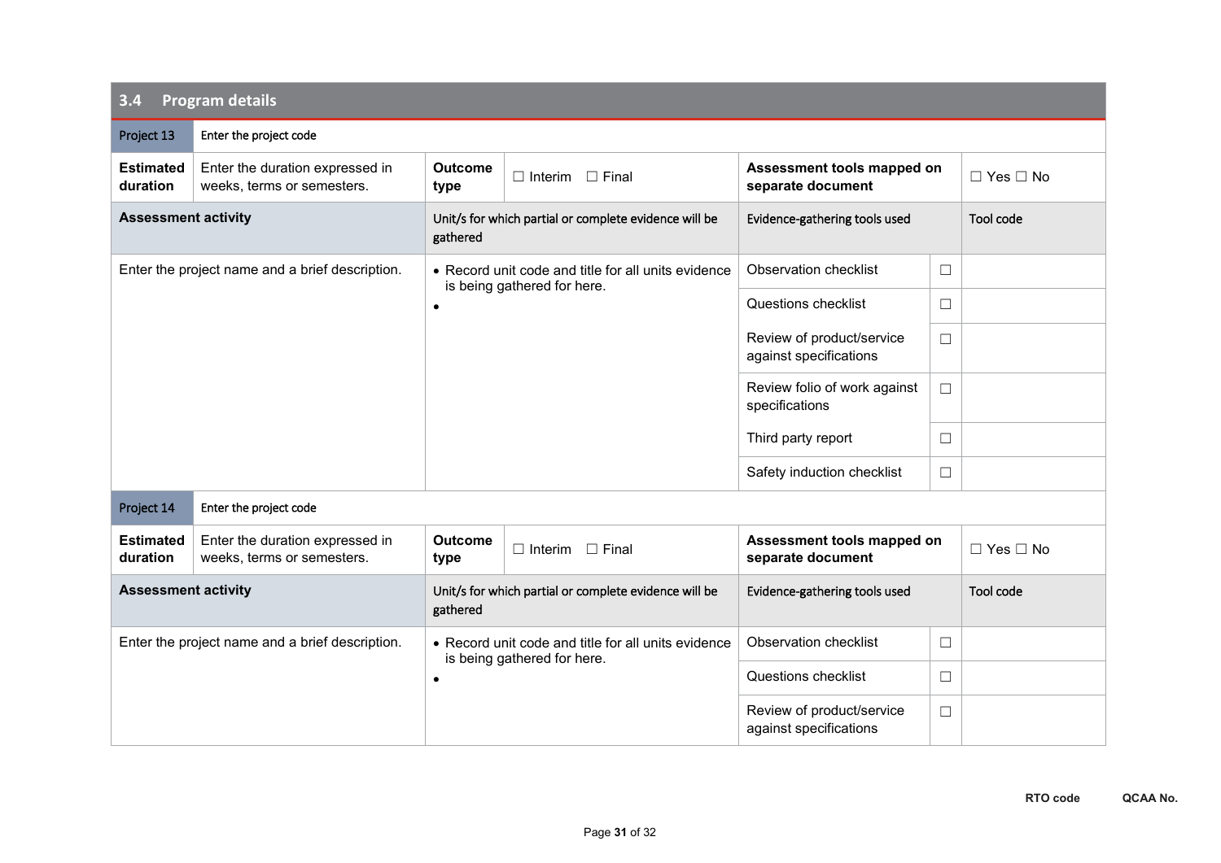## 3.4 Program details

| Project 13 | Enter the project code | | | | | |
|---|---|---|---|---|---|---|
| **Estimated duration** | Enter the duration expressed in weeks, terms or semesters. | **Outcome type** | ☐ Interim ☐ Final | **Assessment tools mapped on separate document** | | ☐ Yes ☐ No |
| **Assessment activity** | | Unit/s for which partial or complete evidence will be gathered | | Evidence-gathering tools used | | Tool code |
| Enter the project name and a brief description. | | • Record unit code and title for all units evidence is being gathered for here.<br>• | | Observation checklist | ☐ | |
| | | | | Questions checklist | ☐ | |
| | | | | Review of product/service against specifications | ☐ | |
| | | | | Review folio of work against specifications | ☐ | |
| | | | | Third party report | ☐ | |
| | | | | Safety induction checklist | ☐ | |

| Project 14 | Enter the project code | | | | | |
|---|---|---|---|---|---|---|
| **Estimated duration** | Enter the duration expressed in weeks, terms or semesters. | **Outcome type** | ☐ Interim ☐ Final | **Assessment tools mapped on separate document** | | ☐ Yes ☐ No |
| **Assessment activity** | | Unit/s for which partial or complete evidence will be gathered | | Evidence-gathering tools used | | Tool code |
| Enter the project name and a brief description. | | • Record unit code and title for all units evidence is being gathered for here.<br>• | | Observation checklist | ☐ | |
| | | | | Questions checklist | ☐ | |
| | | | | Review of product/service against specifications | ☐ | |

**RTO code** **QCAA No.**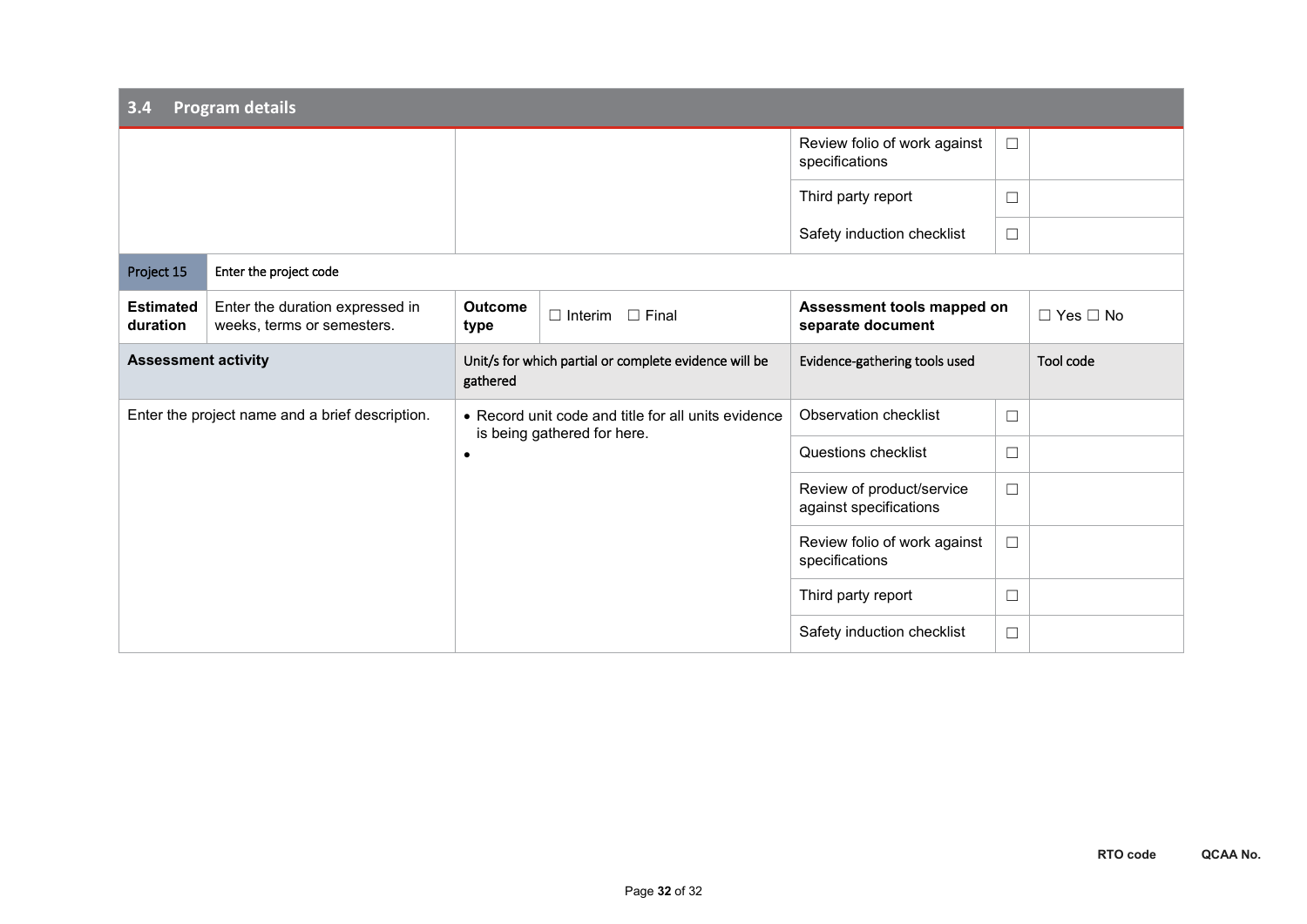## 3.4 Program details

| | | | | | |
|---|---|---|---|---|---|
| | | | Review folio of work against specifications | ☐ | |
| | | | Third party report | ☐ | |
| | | | Safety induction checklist | ☐ | |
| Project 15 | Enter the project code | | | | |
| **Estimated duration** | Enter the duration expressed in weeks, terms or semesters. | **Outcome type** ☐ Interim ☐ Final | **Assessment tools mapped on separate document** | | ☐ Yes ☐ No |
| **Assessment activity** | | Unit/s for which partial or complete evidence will be gathered | Evidence-gathering tools used | | Tool code |
| Enter the project name and a brief description. | | • Record unit code and title for all units evidence is being gathered for here.<br>• | Observation checklist | ☐ | |
| | | | Questions checklist | ☐ | |
| | | | Review of product/service against specifications | ☐ | |
| | | | Review folio of work against specifications | ☐ | |
| | | | Third party report | ☐ | |
| | | | Safety induction checklist | ☐ | |

**RTO code** **QCAA No.**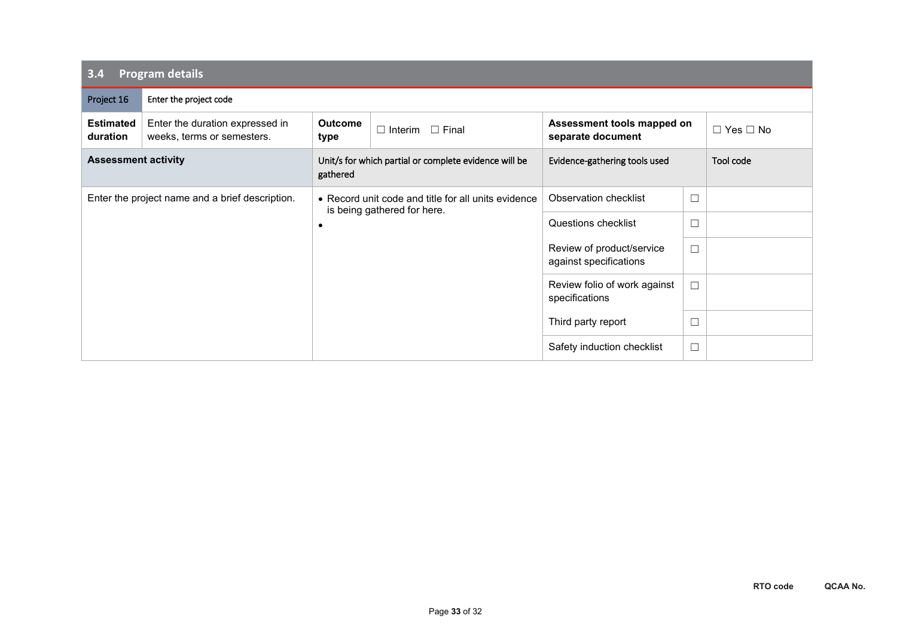## 3.4 Program details

| Project 16 | Enter the project code | | | | | |
|---|---|---|---|---|---|---|
| **Estimated duration** | Enter the duration expressed in weeks, terms or semesters. | **Outcome type** | ☐ Interim ☐ Final | **Assessment tools mapped on separate document** | | ☐ Yes ☐ No |
| **Assessment activity** | | Unit/s for which partial or complete evidence will be gathered | | Evidence-gathering tools used | | Tool code |
| Enter the project name and a brief description. | | • Record unit code and title for all units evidence is being gathered for here.<br>• | | Observation checklist | ☐ | |
| | | | | Questions checklist | ☐ | |
| | | | | Review of product/service against specifications | ☐ | |
| | | | | Review folio of work against specifications | ☐ | |
| | | | | Third party report | ☐ | |
| | | | | Safety induction checklist | ☐ | |

**RTO code** **QCAA No.**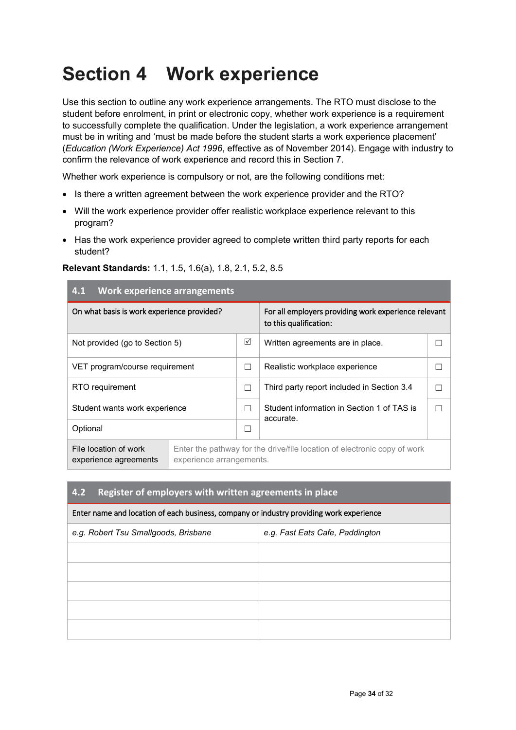# Section 4 Work experience

Use this section to outline any work experience arrangements. The RTO must disclose to the student before enrolment, in print or electronic copy, whether work experience is a requirement to successfully complete the qualification. Under the legislation, a work experience arrangement must be in writing and 'must be made before the student starts a work experience placement' (*Education (Work Experience) Act 1996*, effective as of November 2014). Engage with industry to confirm the relevance of work experience and record this in Section 7.

Whether work experience is compulsory or not, are the following conditions met:

- Is there a written agreement between the work experience provider and the RTO?
- Will the work experience provider offer realistic workplace experience relevant to this program?
- Has the work experience provider agreed to complete written third party reports for each student?

**Relevant Standards:** 1.1, 1.5, 1.6(a), 1.8, 2.1, 5.2, 8.5

| 4.1 Work experience arrangements | | | |
|---|---|---|---|
| On what basis is work experience provided? | | For all employers providing work experience relevant to this qualification: | |
| Not provided (go to Section 5) | ☑ | Written agreements are in place. | ☐ |
| VET program/course requirement | ☐ | Realistic workplace experience | ☐ |
| RTO requirement | ☐ | Third party report included in Section 3.4 | ☐ |
| Student wants work experience | ☐ | Student information in Section 1 of TAS is accurate. | ☐ |
| Optional | ☐ | | |
| File location of work experience agreements | Enter the pathway for the drive/file location of electronic copy of work experience arrangements. | | |

| 4.2 Register of employers with written agreements in place | |
|---|---|
| Enter name and location of each business, company or industry providing work experience | |
| *e.g. Robert Tsu Smallgoods, Brisbane* | *e.g. Fast Eats Cafe, Paddington* |
| | |
| | |
| | |
| | |
| | |